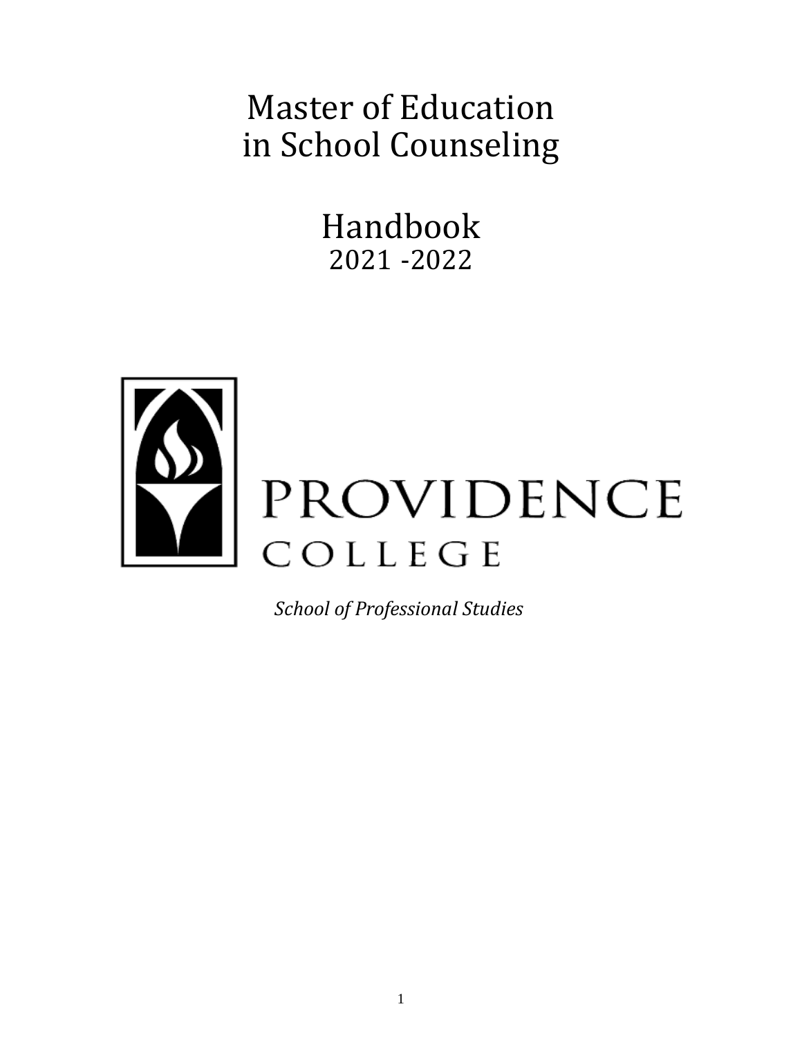# Master of Education in School Counseling

## Handbook
2021 -2022

PROVIDENCE COLLEGE

*School of Professional Studies*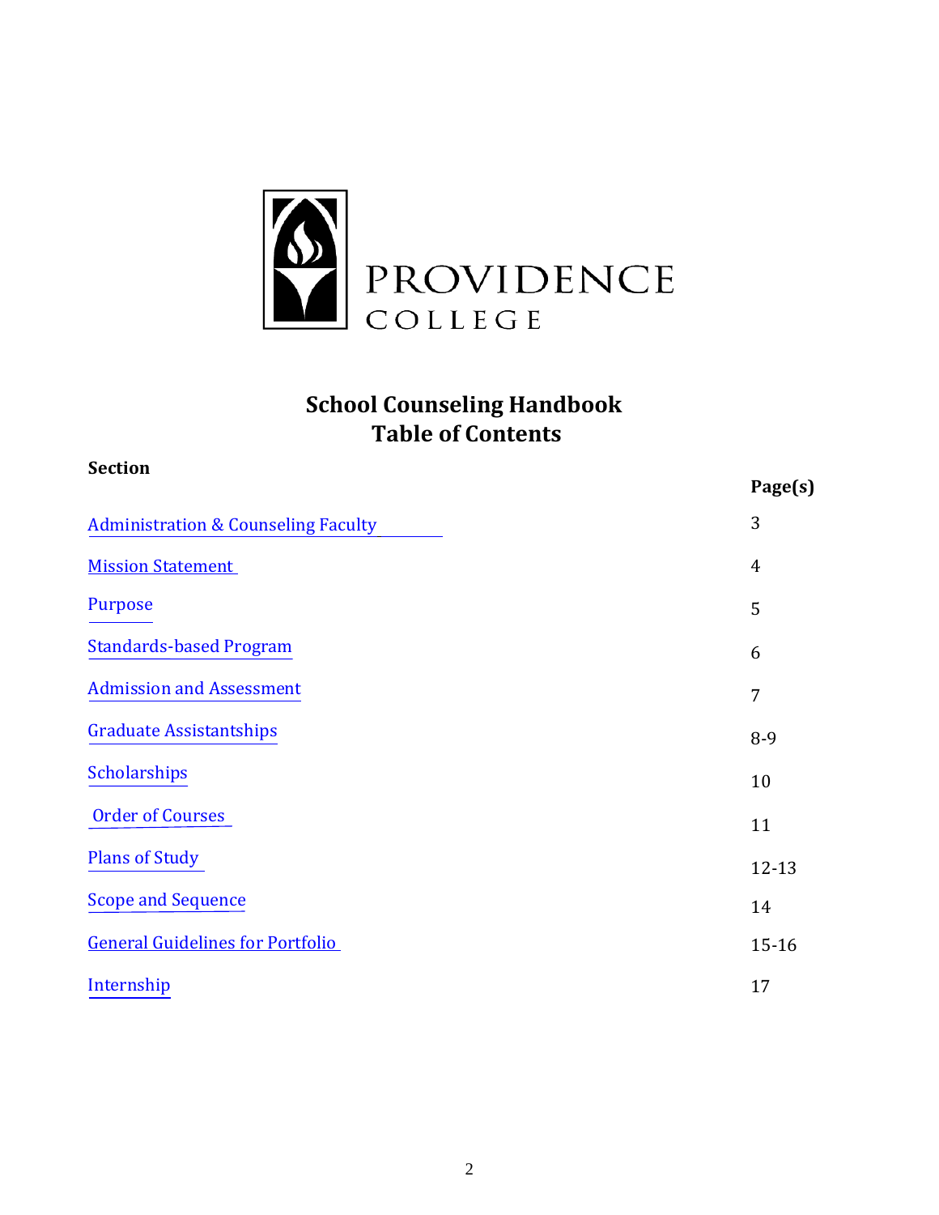PROVIDENCE COLLEGE

# School Counseling Handbook
# Table of Contents

| Section | Page(s) |
| --- | --- |
| Administration & Counseling Faculty | 3 |
| Mission Statement | 4 |
| Purpose | 5 |
| Standards-based Program | 6 |
| Admission and Assessment | 7 |
| Graduate Assistantships | 8-9 |
| Scholarships | 10 |
| Order of Courses | 11 |
| Plans of Study | 12-13 |
| Scope and Sequence | 14 |
| General Guidelines for Portfolio | 15-16 |
| Internship | 17 |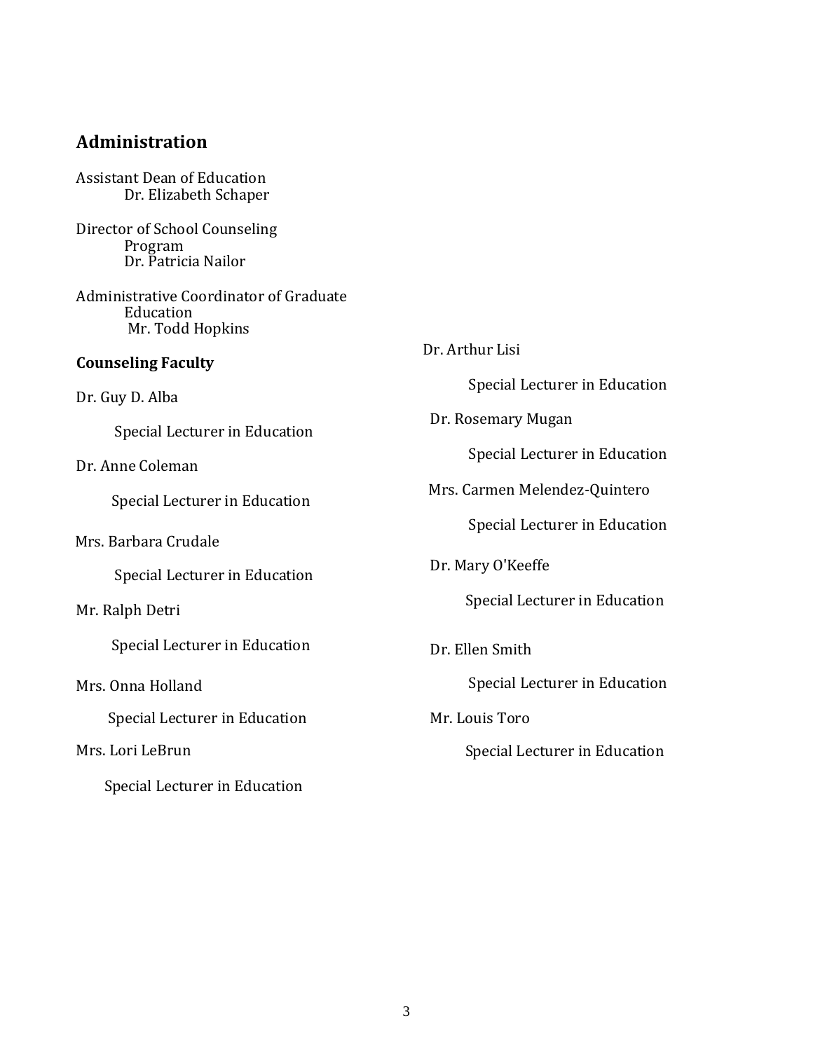## Administration

Assistant Dean of Education
Dr. Elizabeth Schaper

Director of School Counseling Program
Dr. Patricia Nailor

Administrative Coordinator of Graduate Education
Mr. Todd Hopkins

### Counseling Faculty

Dr. Guy D. Alba
Special Lecturer in Education

Dr. Anne Coleman
Special Lecturer in Education

Mrs. Barbara Crudale
Special Lecturer in Education

Mr. Ralph Detri
Special Lecturer in Education

Mrs. Onna Holland
Special Lecturer in Education

Mrs. Lori LeBrun
Special Lecturer in Education

Dr. Arthur Lisi
Special Lecturer in Education

Dr. Rosemary Mugan
Special Lecturer in Education

Mrs. Carmen Melendez-Quintero
Special Lecturer in Education

Dr. Mary O'Keeffe
Special Lecturer in Education

Dr. Ellen Smith
Special Lecturer in Education

Mr. Louis Toro
Special Lecturer in Education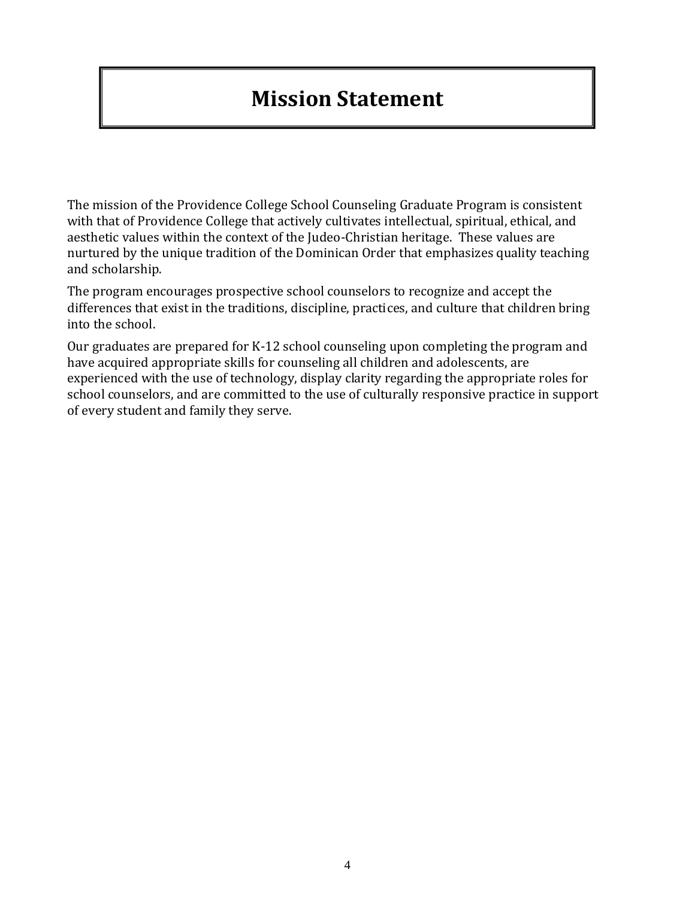# Mission Statement

The mission of the Providence College School Counseling Graduate Program is consistent with that of Providence College that actively cultivates intellectual, spiritual, ethical, and aesthetic values within the context of the Judeo-Christian heritage. These values are nurtured by the unique tradition of the Dominican Order that emphasizes quality teaching and scholarship.

The program encourages prospective school counselors to recognize and accept the differences that exist in the traditions, discipline, practices, and culture that children bring into the school.

Our graduates are prepared for K-12 school counseling upon completing the program and have acquired appropriate skills for counseling all children and adolescents, are experienced with the use of technology, display clarity regarding the appropriate roles for school counselors, and are committed to the use of culturally responsive practice in support of every student and family they serve.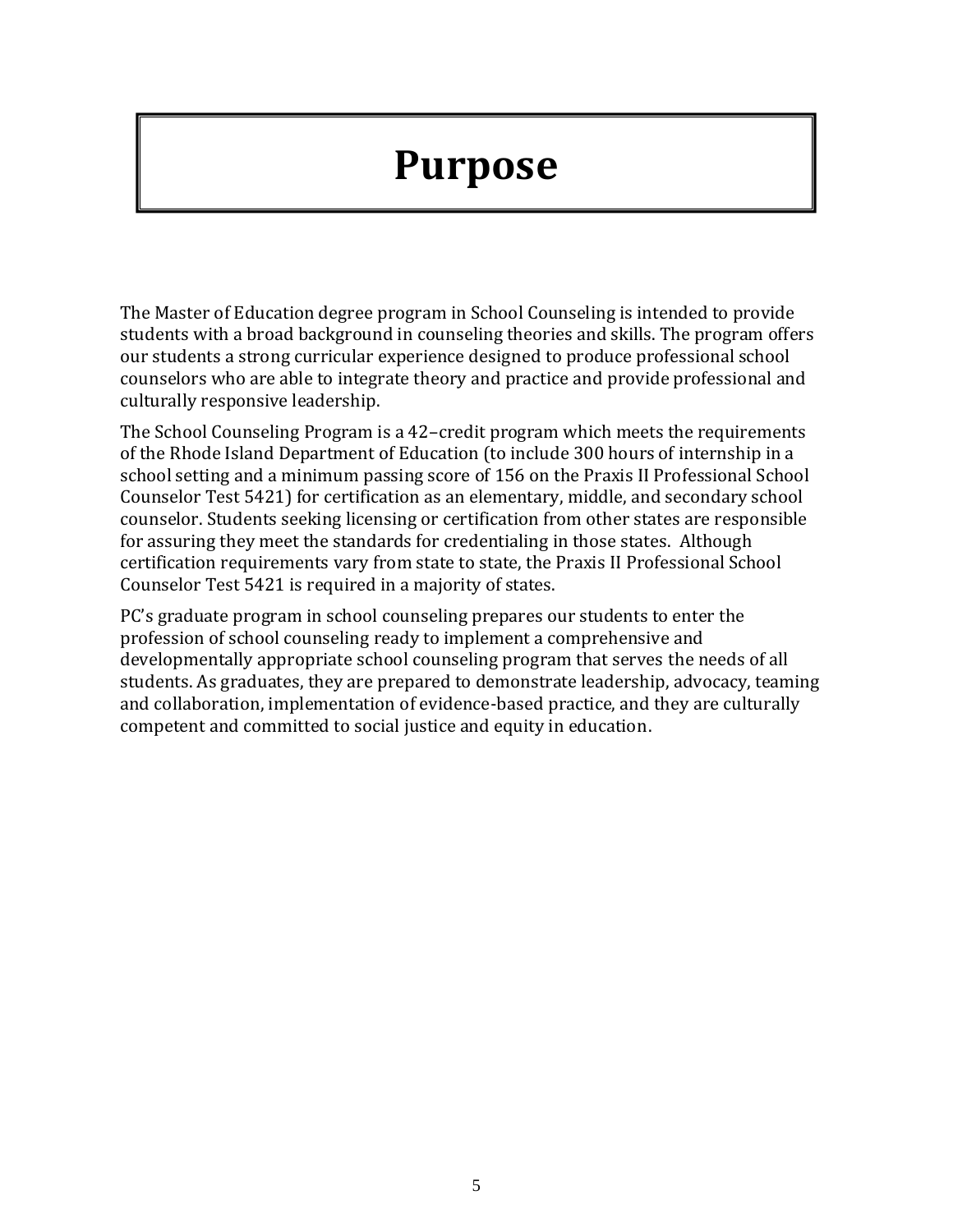# Purpose

The Master of Education degree program in School Counseling is intended to provide students with a broad background in counseling theories and skills. The program offers our students a strong curricular experience designed to produce professional school counselors who are able to integrate theory and practice and provide professional and culturally responsive leadership.

The School Counseling Program is a 42–credit program which meets the requirements of the Rhode Island Department of Education (to include 300 hours of internship in a school setting and a minimum passing score of 156 on the Praxis II Professional School Counselor Test 5421) for certification as an elementary, middle, and secondary school counselor. Students seeking licensing or certification from other states are responsible for assuring they meet the standards for credentialing in those states. Although certification requirements vary from state to state, the Praxis II Professional School Counselor Test 5421 is required in a majority of states.

PC's graduate program in school counseling prepares our students to enter the profession of school counseling ready to implement a comprehensive and developmentally appropriate school counseling program that serves the needs of all students. As graduates, they are prepared to demonstrate leadership, advocacy, teaming and collaboration, implementation of evidence-based practice, and they are culturally competent and committed to social justice and equity in education.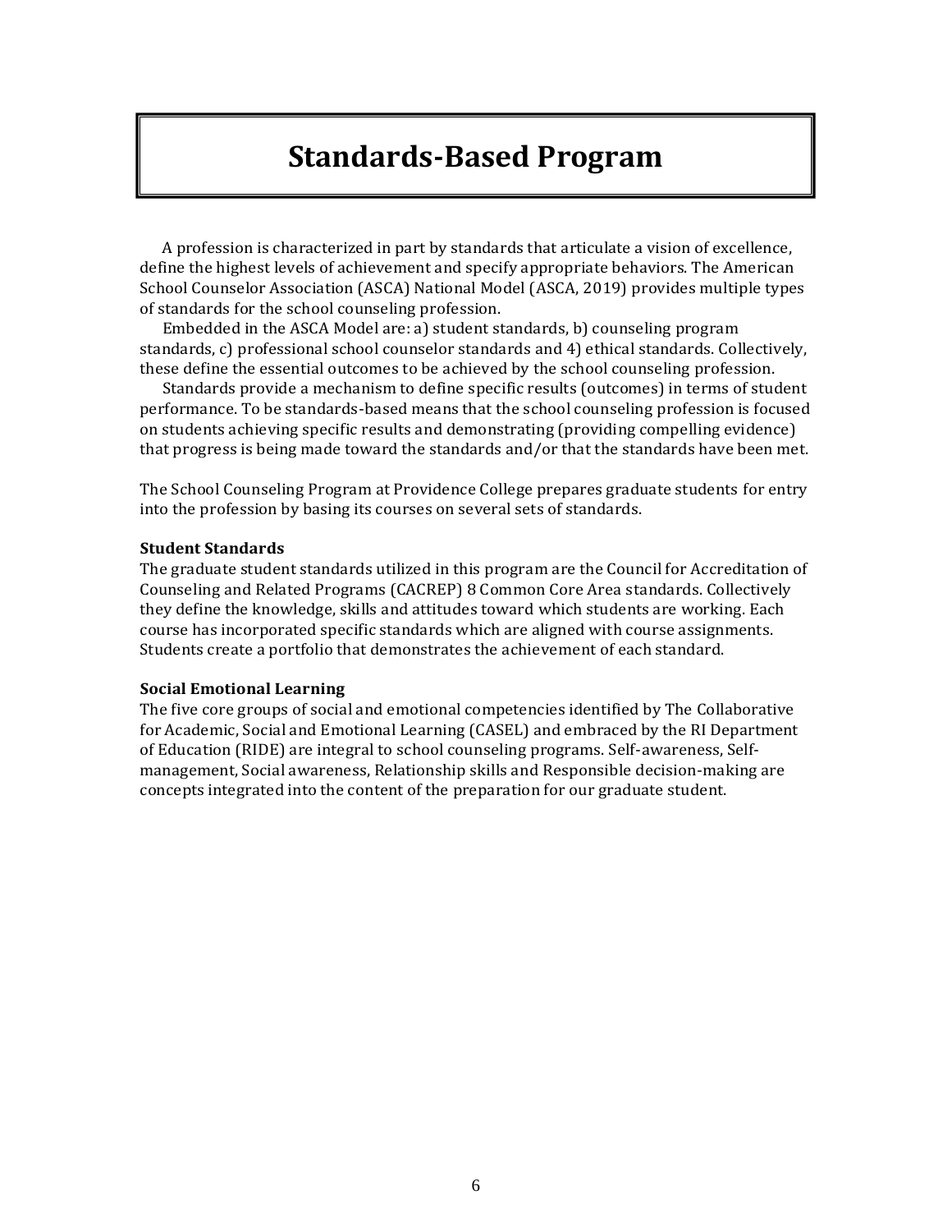# Standards-Based Program

A profession is characterized in part by standards that articulate a vision of excellence, define the highest levels of achievement and specify appropriate behaviors. The American School Counselor Association (ASCA) National Model (ASCA, 2019) provides multiple types of standards for the school counseling profession.

Embedded in the ASCA Model are: a) student standards, b) counseling program standards, c) professional school counselor standards and 4) ethical standards. Collectively, these define the essential outcomes to be achieved by the school counseling profession.

Standards provide a mechanism to define specific results (outcomes) in terms of student performance. To be standards-based means that the school counseling profession is focused on students achieving specific results and demonstrating (providing compelling evidence) that progress is being made toward the standards and/or that the standards have been met.

The School Counseling Program at Providence College prepares graduate students for entry into the profession by basing its courses on several sets of standards.

**Student Standards**

The graduate student standards utilized in this program are the Council for Accreditation of Counseling and Related Programs (CACREP) 8 Common Core Area standards. Collectively they define the knowledge, skills and attitudes toward which students are working. Each course has incorporated specific standards which are aligned with course assignments. Students create a portfolio that demonstrates the achievement of each standard.

**Social Emotional Learning**

The five core groups of social and emotional competencies identified by The Collaborative for Academic, Social and Emotional Learning (CASEL) and embraced by the RI Department of Education (RIDE) are integral to school counseling programs. Self-awareness, Self-management, Social awareness, Relationship skills and Responsible decision-making are concepts integrated into the content of the preparation for our graduate student.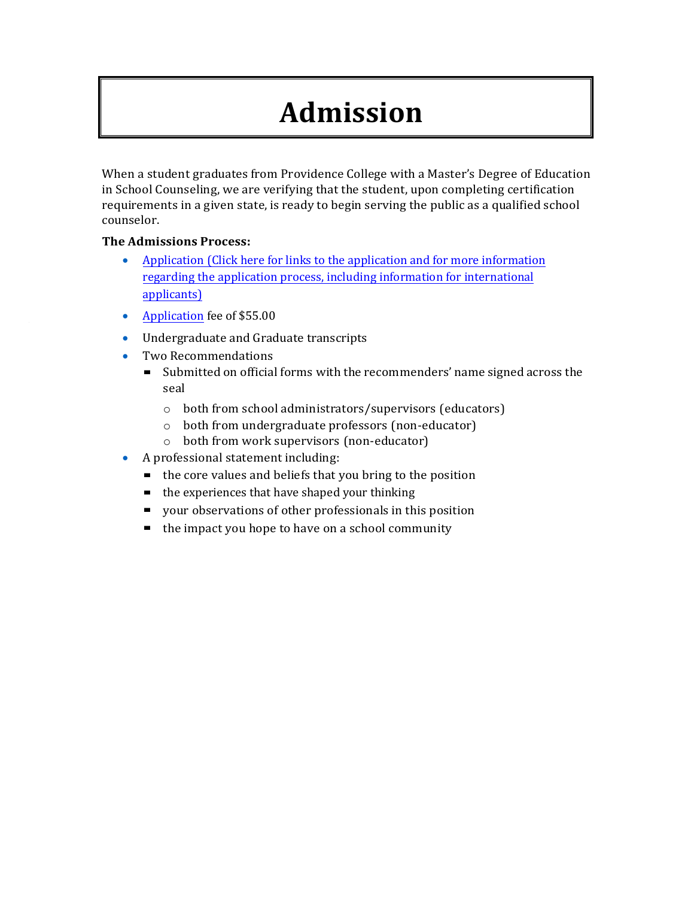# Admission

When a student graduates from Providence College with a Master's Degree of Education in School Counseling, we are verifying that the student, upon completing certification requirements in a given state, is ready to begin serving the public as a qualified school counselor.

**The Admissions Process:**

- Application (Click here for links to the application and for more information regarding the application process, including information for international applicants)
- Application fee of $55.00
- Undergraduate and Graduate transcripts
- Two Recommendations
  - Submitted on official forms with the recommenders' name signed across the seal
    - both from school administrators/supervisors (educators)
    - both from undergraduate professors (non-educator)
    - both from work supervisors (non-educator)
- A professional statement including:
  - the core values and beliefs that you bring to the position
  - the experiences that have shaped your thinking
  - your observations of other professionals in this position
  - the impact you hope to have on a school community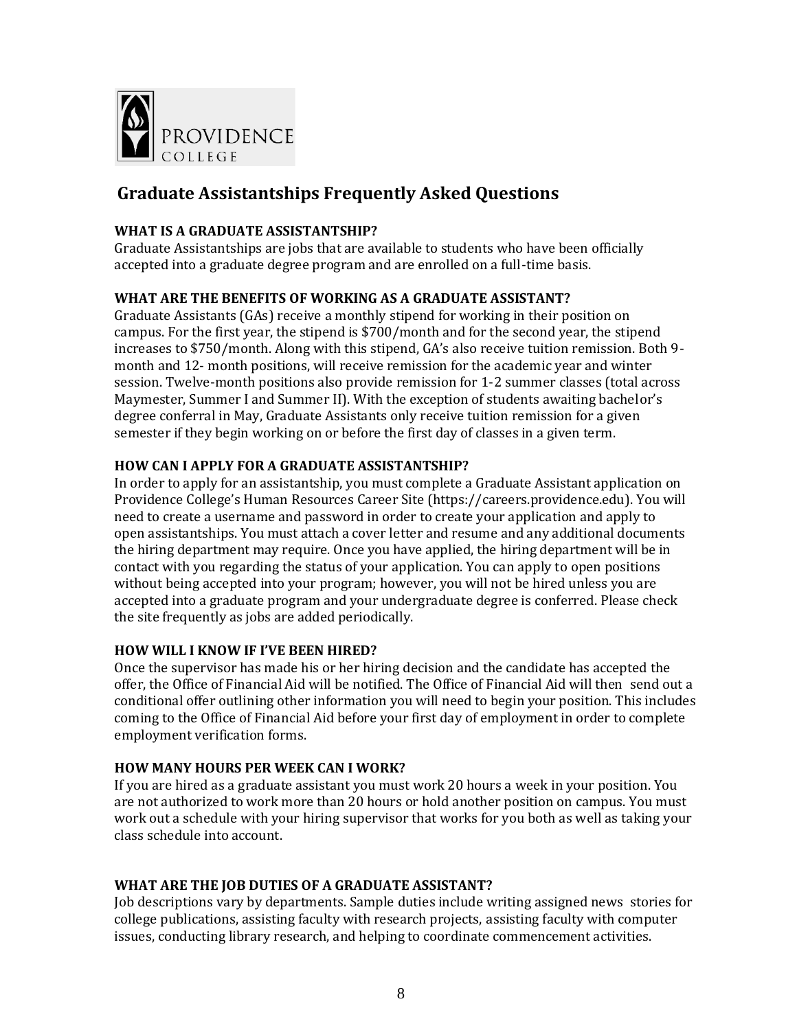PROVIDENCE COLLEGE

## Graduate Assistantships Frequently Asked Questions

### WHAT IS A GRADUATE ASSISTANTSHIP?

Graduate Assistantships are jobs that are available to students who have been officially accepted into a graduate degree program and are enrolled on a full-time basis.

### WHAT ARE THE BENEFITS OF WORKING AS A GRADUATE ASSISTANT?

Graduate Assistants (GAs) receive a monthly stipend for working in their position on campus. For the first year, the stipend is $700/month and for the second year, the stipend increases to $750/month. Along with this stipend, GA's also receive tuition remission. Both 9-month and 12- month positions, will receive remission for the academic year and winter session. Twelve-month positions also provide remission for 1-2 summer classes (total across Maymester, Summer I and Summer II). With the exception of students awaiting bachelor's degree conferral in May, Graduate Assistants only receive tuition remission for a given semester if they begin working on or before the first day of classes in a given term.

### HOW CAN I APPLY FOR A GRADUATE ASSISTANTSHIP?

In order to apply for an assistantship, you must complete a Graduate Assistant application on Providence College's Human Resources Career Site (https://careers.providence.edu). You will need to create a username and password in order to create your application and apply to open assistantships. You must attach a cover letter and resume and any additional documents the hiring department may require. Once you have applied, the hiring department will be in contact with you regarding the status of your application. You can apply to open positions without being accepted into your program; however, you will not be hired unless you are accepted into a graduate program and your undergraduate degree is conferred. Please check the site frequently as jobs are added periodically.

### HOW WILL I KNOW IF I'VE BEEN HIRED?

Once the supervisor has made his or her hiring decision and the candidate has accepted the offer, the Office of Financial Aid will be notified. The Office of Financial Aid will then send out a conditional offer outlining other information you will need to begin your position. This includes coming to the Office of Financial Aid before your first day of employment in order to complete employment verification forms.

### HOW MANY HOURS PER WEEK CAN I WORK?

If you are hired as a graduate assistant you must work 20 hours a week in your position. You are not authorized to work more than 20 hours or hold another position on campus. You must work out a schedule with your hiring supervisor that works for you both as well as taking your class schedule into account.

### WHAT ARE THE JOB DUTIES OF A GRADUATE ASSISTANT?

Job descriptions vary by departments. Sample duties include writing assigned news stories for college publications, assisting faculty with research projects, assisting faculty with computer issues, conducting library research, and helping to coordinate commencement activities.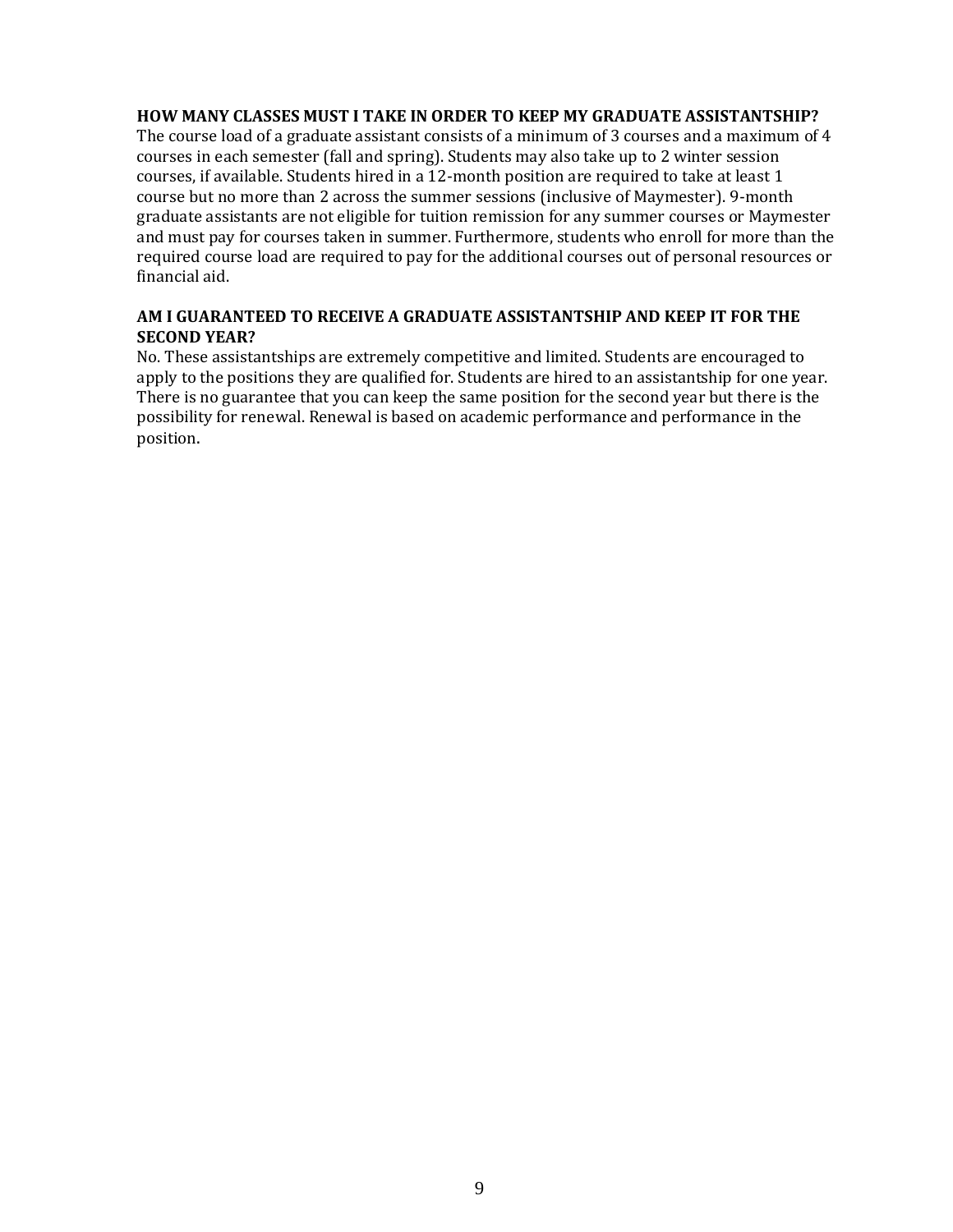### HOW MANY CLASSES MUST I TAKE IN ORDER TO KEEP MY GRADUATE ASSISTANTSHIP?

The course load of a graduate assistant consists of a minimum of 3 courses and a maximum of 4 courses in each semester (fall and spring). Students may also take up to 2 winter session courses, if available. Students hired in a 12-month position are required to take at least 1 course but no more than 2 across the summer sessions (inclusive of Maymester). 9-month graduate assistants are not eligible for tuition remission for any summer courses or Maymester and must pay for courses taken in summer. Furthermore, students who enroll for more than the required course load are required to pay for the additional courses out of personal resources or financial aid.

### AM I GUARANTEED TO RECEIVE A GRADUATE ASSISTANTSHIP AND KEEP IT FOR THE SECOND YEAR?

No. These assistantships are extremely competitive and limited. Students are encouraged to apply to the positions they are qualified for. Students are hired to an assistantship for one year. There is no guarantee that you can keep the same position for the second year but there is the possibility for renewal. Renewal is based on academic performance and performance in the position.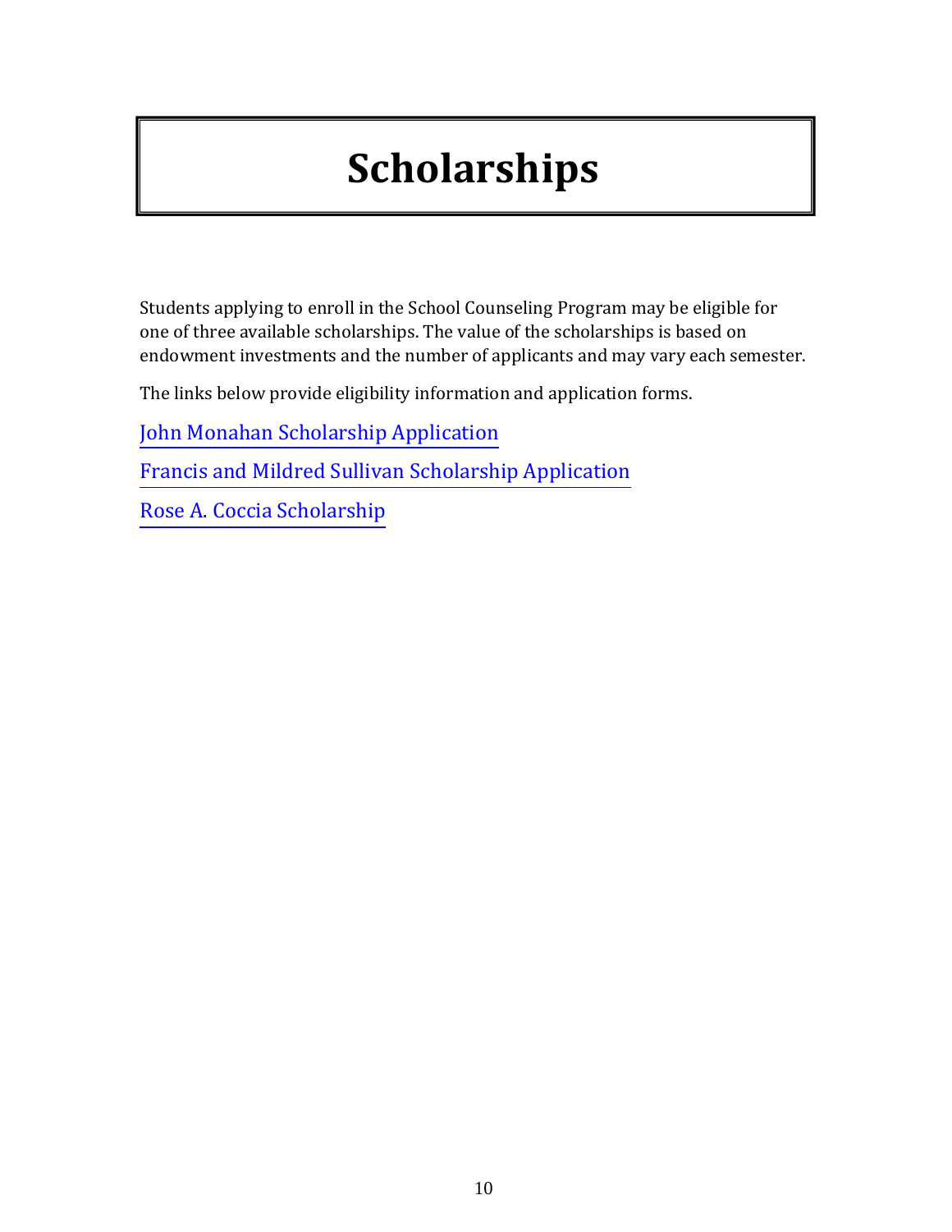# Scholarships

Students applying to enroll in the School Counseling Program may be eligible for one of three available scholarships. The value of the scholarships is based on endowment investments and the number of applicants and may vary each semester.

The links below provide eligibility information and application forms.

John Monahan Scholarship Application

Francis and Mildred Sullivan Scholarship Application

Rose A. Coccia Scholarship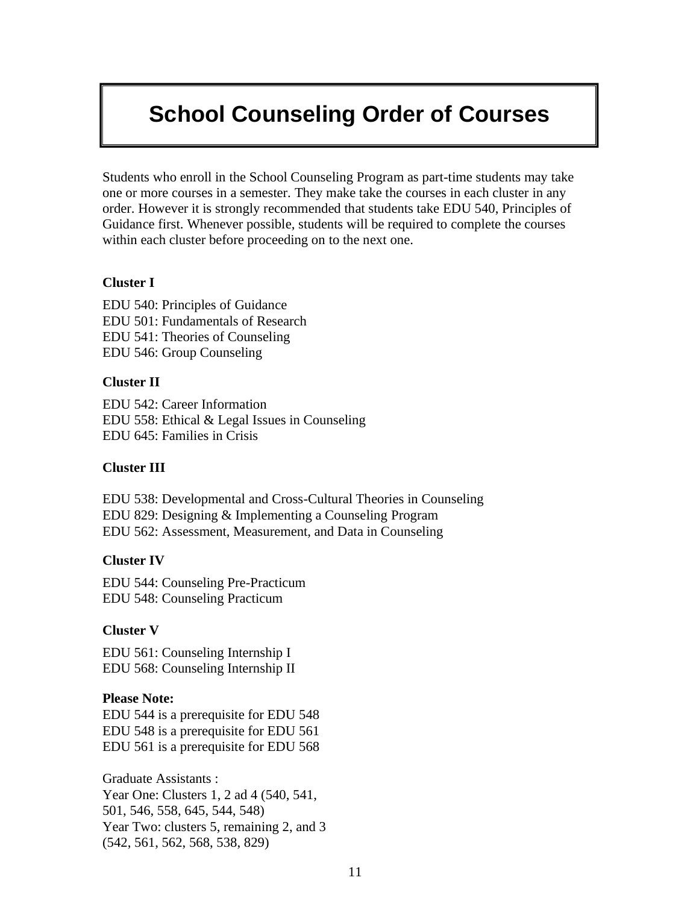# School Counseling Order of Courses

Students who enroll in the School Counseling Program as part-time students may take one or more courses in a semester. They make take the courses in each cluster in any order. However it is strongly recommended that students take EDU 540, Principles of Guidance first. Whenever possible, students will be required to complete the courses within each cluster before proceeding on to the next one.

**Cluster I**

EDU 540: Principles of Guidance
EDU 501: Fundamentals of Research
EDU 541: Theories of Counseling
EDU 546: Group Counseling

**Cluster II**

EDU 542: Career Information
EDU 558: Ethical & Legal Issues in Counseling
EDU 645: Families in Crisis

**Cluster III**

EDU 538: Developmental and Cross-Cultural Theories in Counseling
EDU 829: Designing & Implementing a Counseling Program
EDU 562: Assessment, Measurement, and Data in Counseling

**Cluster IV**

EDU 544: Counseling Pre-Practicum
EDU 548: Counseling Practicum

**Cluster V**

EDU 561: Counseling Internship I
EDU 568: Counseling Internship II

**Please Note:**
EDU 544 is a prerequisite for EDU 548
EDU 548 is a prerequisite for EDU 561
EDU 561 is a prerequisite for EDU 568

Graduate Assistants :
Year One: Clusters 1, 2 ad 4 (540, 541, 501, 546, 558, 645, 544, 548)
Year Two: clusters 5, remaining 2, and 3 (542, 561, 562, 568, 538, 829)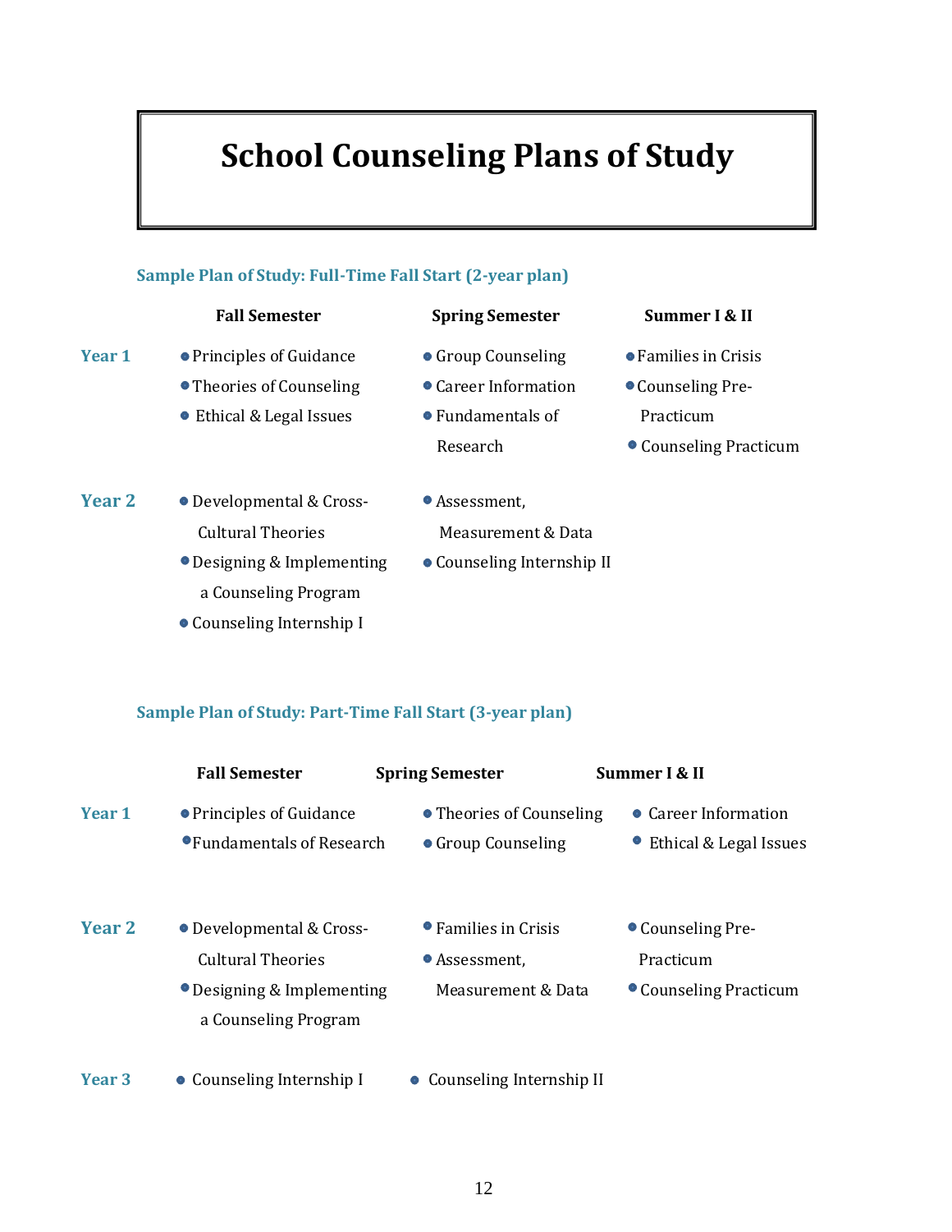# School Counseling Plans of Study

### Sample Plan of Study: Full-Time Fall Start (2-year plan)

| | Fall Semester | Spring Semester | Summer I & II |
|---|---|---|---|
| **Year 1** | • Principles of Guidance<br>• Theories of Counseling<br>• Ethical & Legal Issues | • Group Counseling<br>• Career Information<br>• Fundamentals of Research | • Families in Crisis<br>• Counseling Pre-Practicum<br>• Counseling Practicum |
| **Year 2** | • Developmental & Cross-Cultural Theories<br>• Designing & Implementing a Counseling Program<br>• Counseling Internship I | • Assessment, Measurement & Data<br>• Counseling Internship II | |

### Sample Plan of Study: Part-Time Fall Start (3-year plan)

| | Fall Semester | Spring Semester | Summer I & II |
|---|---|---|---|
| **Year 1** | • Principles of Guidance<br>• Fundamentals of Research | • Theories of Counseling<br>• Group Counseling | • Career Information<br>• Ethical & Legal Issues |
| **Year 2** | • Developmental & Cross-Cultural Theories<br>• Designing & Implementing a Counseling Program | • Families in Crisis<br>• Assessment, Measurement & Data | • Counseling Pre-Practicum<br>• Counseling Practicum |
| **Year 3** | • Counseling Internship I | • Counseling Internship II | |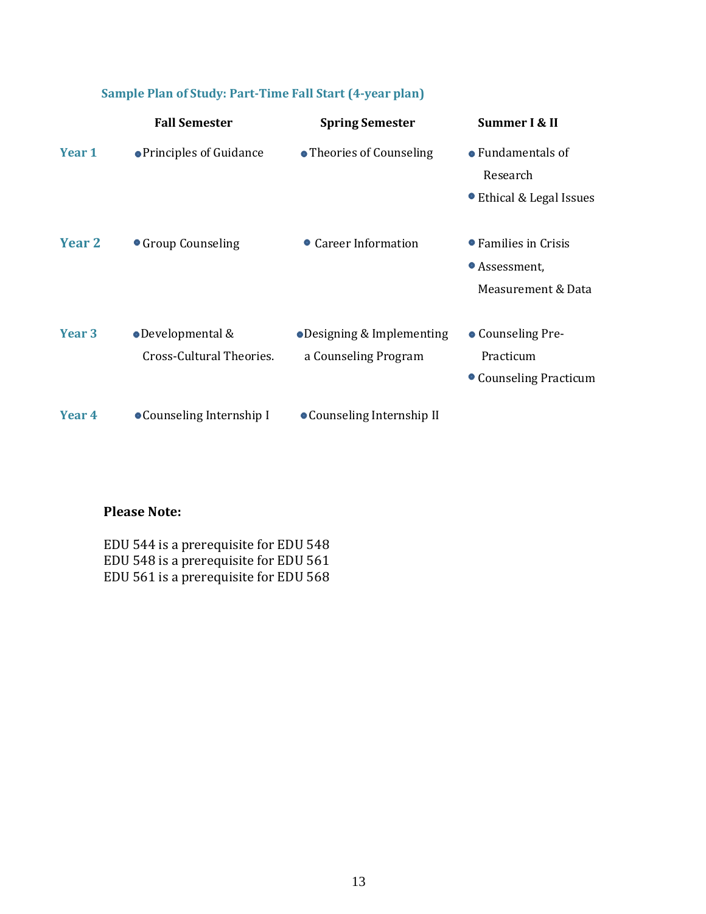### Sample Plan of Study: Part-Time Fall Start (4-year plan)

| | Fall Semester | Spring Semester | Summer I & II |
|---|---|---|---|
| **Year 1** | • Principles of Guidance | • Theories of Counseling | • Fundamentals of Research<br>• Ethical & Legal Issues |
| **Year 2** | • Group Counseling | • Career Information | • Families in Crisis<br>• Assessment, Measurement & Data |
| **Year 3** | • Developmental & Cross-Cultural Theories. | • Designing & Implementing a Counseling Program | • Counseling Pre-Practicum<br>• Counseling Practicum |
| **Year 4** | • Counseling Internship I | • Counseling Internship II | |

**Please Note:**

EDU 544 is a prerequisite for EDU 548
EDU 548 is a prerequisite for EDU 561
EDU 561 is a prerequisite for EDU 568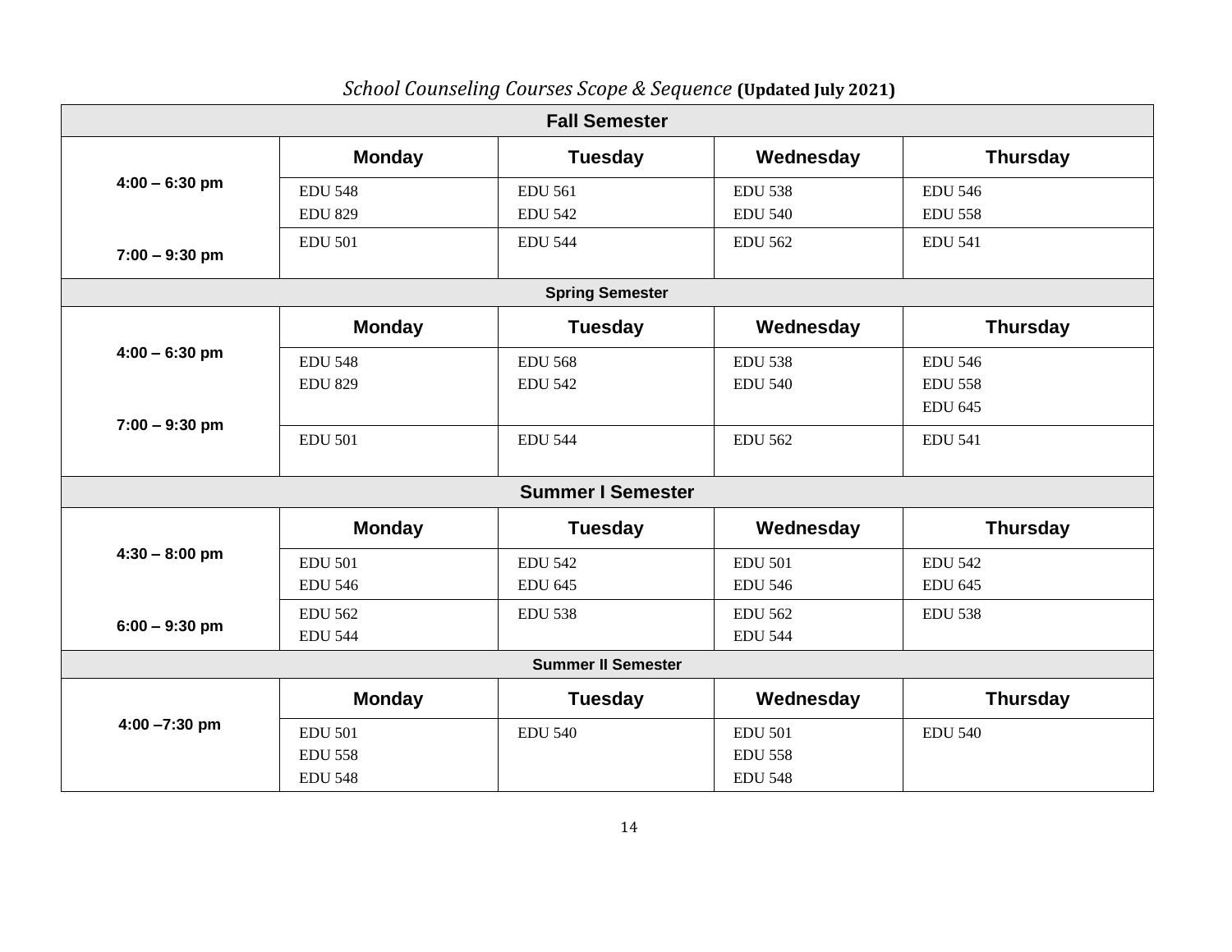*School Counseling Courses Scope & Sequence* **(Updated July 2021)**

| **Fall Semester** | | | | |
|---|---|---|---|---|
| | **Monday** | **Tuesday** | **Wednesday** | **Thursday** |
| **4:00 – 6:30 pm** | EDU 548<br>EDU 829 | EDU 561<br>EDU 542 | EDU 538<br>EDU 540 | EDU 546<br>EDU 558 |
| **7:00 – 9:30 pm** | EDU 501 | EDU 544 | EDU 562 | EDU 541 |
| **Spring Semester** | | | | |
| | **Monday** | **Tuesday** | **Wednesday** | **Thursday** |
| **4:00 – 6:30 pm** | EDU 548<br>EDU 829 | EDU 568<br>EDU 542 | EDU 538<br>EDU 540 | EDU 546<br>EDU 558<br>EDU 645 |
| **7:00 – 9:30 pm** | EDU 501 | EDU 544 | EDU 562 | EDU 541 |
| **Summer I Semester** | | | | |
| | **Monday** | **Tuesday** | **Wednesday** | **Thursday** |
| **4:30 – 8:00 pm** | EDU 501<br>EDU 546 | EDU 542<br>EDU 645 | EDU 501<br>EDU 546 | EDU 542<br>EDU 645 |
| **6:00 – 9:30 pm** | EDU 562<br>EDU 544 | EDU 538 | EDU 562<br>EDU 544 | EDU 538 |
| **Summer II Semester** | | | | |
| | **Monday** | **Tuesday** | **Wednesday** | **Thursday** |
| **4:00 –7:30 pm** | EDU 501<br>EDU 558<br>EDU 548 | EDU 540 | EDU 501<br>EDU 558<br>EDU 548 | EDU 540 |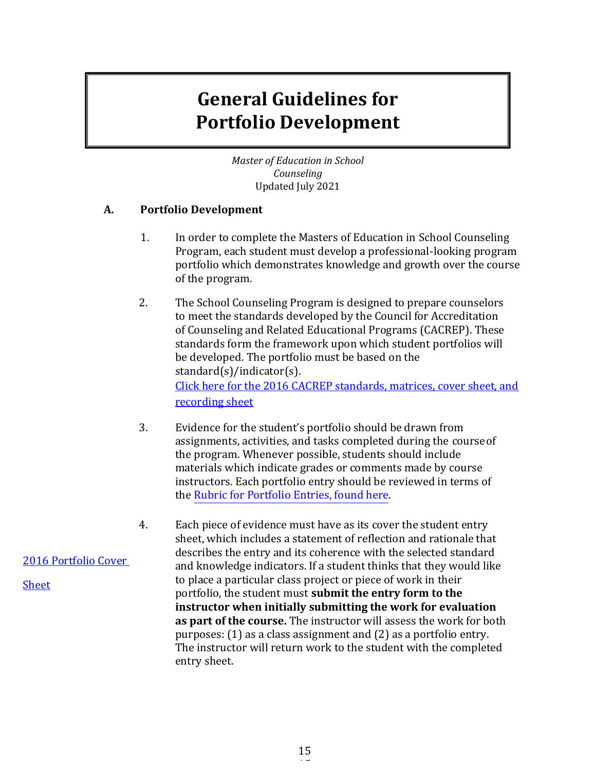# General Guidelines for Portfolio Development

*Master of Education in School Counseling*
Updated July 2021

## A. Portfolio Development

1. In order to complete the Masters of Education in School Counseling Program, each student must develop a professional-looking program portfolio which demonstrates knowledge and growth over the course of the program.

2. The School Counseling Program is designed to prepare counselors to meet the standards developed by the Council for Accreditation of Counseling and Related Educational Programs (CACREP). These standards form the framework upon which student portfolios will be developed. The portfolio must be based on the standard(s)/indicator(s).
   Click here for the 2016 CACREP standards, matrices, cover sheet, and recording sheet

3. Evidence for the student's portfolio should be drawn from assignments, activities, and tasks completed during the course of the program. Whenever possible, students should include materials which indicate grades or comments made by course instructors. Each portfolio entry should be reviewed in terms of the Rubric for Portfolio Entries, found here.

2016 Portfolio Cover Sheet

4. Each piece of evidence must have as its cover the student entry sheet, which includes a statement of reflection and rationale that describes the entry and its coherence with the selected standard and knowledge indicators. If a student thinks that they would like to place a particular class project or piece of work in their portfolio, the student must **submit the entry form to the instructor when initially submitting the work for evaluation as part of the course.** The instructor will assess the work for both purposes: (1) as a class assignment and (2) as a portfolio entry. The instructor will return work to the student with the completed entry sheet.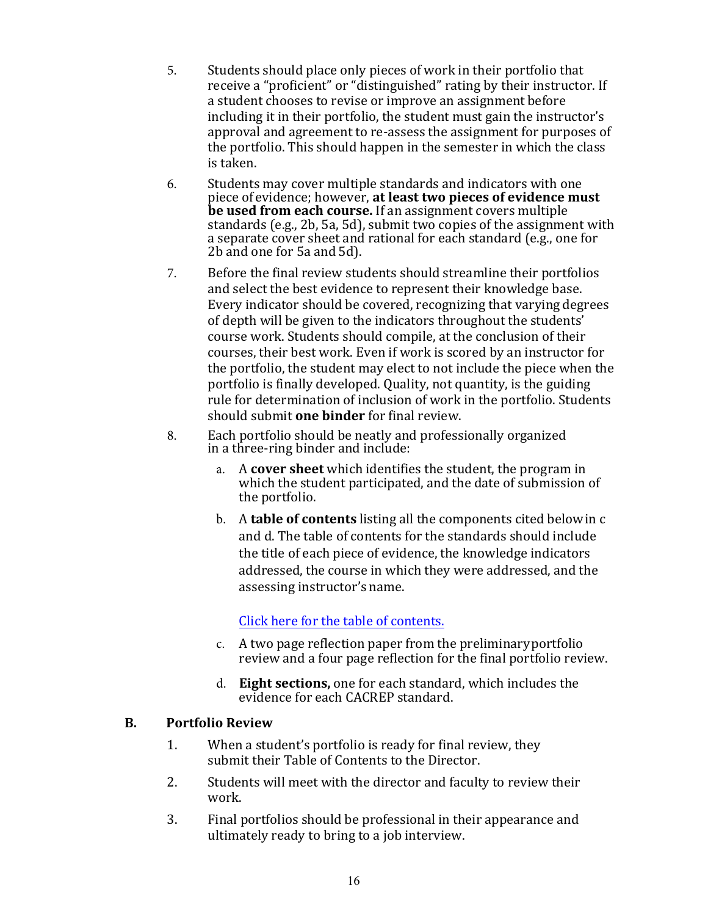5. Students should place only pieces of work in their portfolio that receive a "proficient" or "distinguished" rating by their instructor. If a student chooses to revise or improve an assignment before including it in their portfolio, the student must gain the instructor's approval and agreement to re-assess the assignment for purposes of the portfolio. This should happen in the semester in which the class is taken.

6. Students may cover multiple standards and indicators with one piece of evidence; however, **at least two pieces of evidence must be used from each course.** If an assignment covers multiple standards (e.g., 2b, 5a, 5d), submit two copies of the assignment with a separate cover sheet and rational for each standard (e.g., one for 2b and one for 5a and 5d).

7. Before the final review students should streamline their portfolios and select the best evidence to represent their knowledge base. Every indicator should be covered, recognizing that varying degrees of depth will be given to the indicators throughout the students' course work. Students should compile, at the conclusion of their courses, their best work. Even if work is scored by an instructor for the portfolio, the student may elect to not include the piece when the portfolio is finally developed. Quality, not quantity, is the guiding rule for determination of inclusion of work in the portfolio. Students should submit **one binder** for final review.

8. Each portfolio should be neatly and professionally organized in a three-ring binder and include:

   a. A **cover sheet** which identifies the student, the program in which the student participated, and the date of submission of the portfolio.

   b. A **table of contents** listing all the components cited below in c and d. The table of contents for the standards should include the title of each piece of evidence, the knowledge indicators addressed, the course in which they were addressed, and the assessing instructor's name.

      Click here for the table of contents.

   c. A two page reflection paper from the preliminary portfolio review and a four page reflection for the final portfolio review.

   d. **Eight sections,** one for each standard, which includes the evidence for each CACREP standard.

## B. Portfolio Review

1. When a student's portfolio is ready for final review, they submit their Table of Contents to the Director.

2. Students will meet with the director and faculty to review their work.

3. Final portfolios should be professional in their appearance and ultimately ready to bring to a job interview.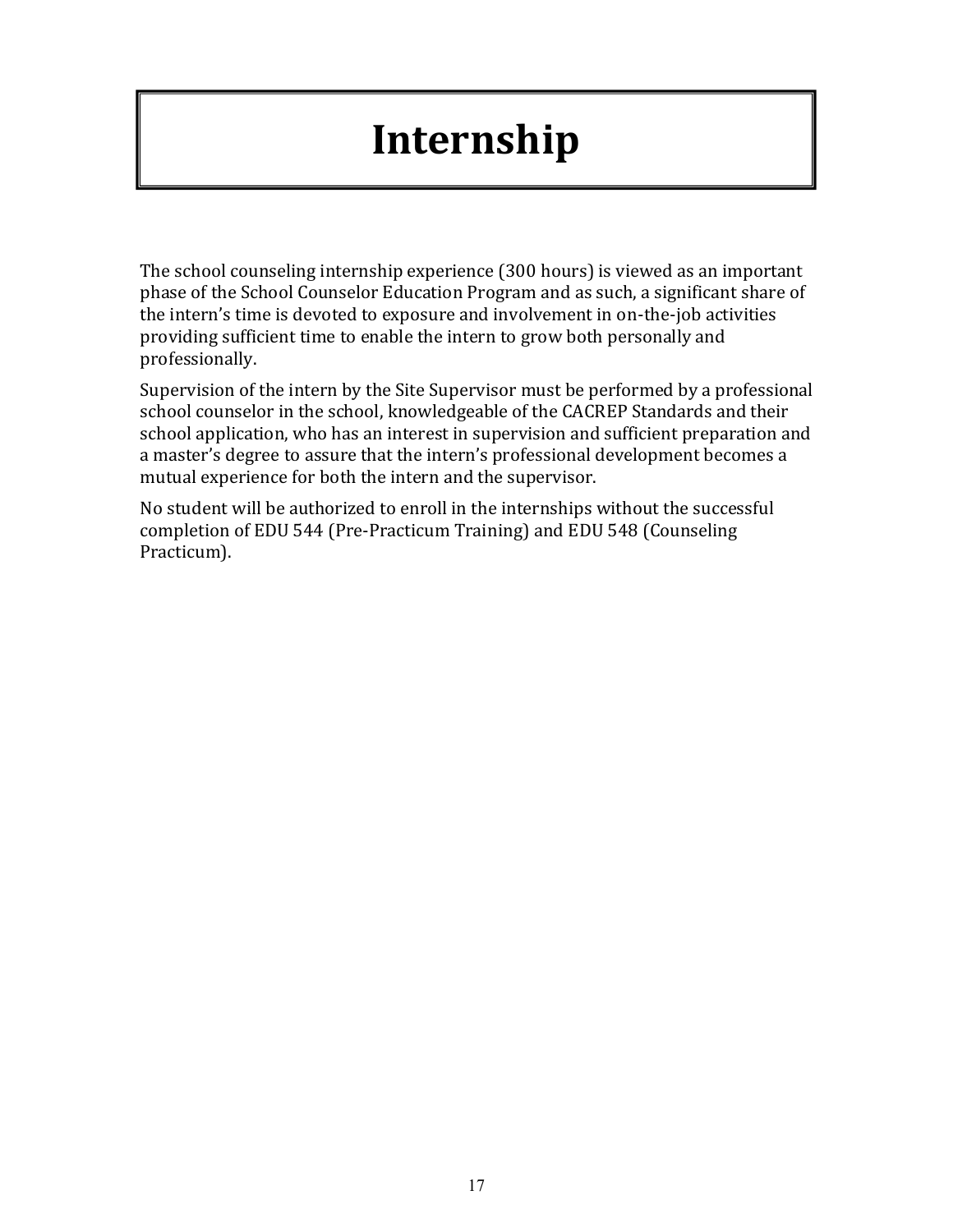# Internship

The school counseling internship experience (300 hours) is viewed as an important phase of the School Counselor Education Program and as such, a significant share of the intern's time is devoted to exposure and involvement in on-the-job activities providing sufficient time to enable the intern to grow both personally and professionally.

Supervision of the intern by the Site Supervisor must be performed by a professional school counselor in the school, knowledgeable of the CACREP Standards and their school application, who has an interest in supervision and sufficient preparation and a master's degree to assure that the intern's professional development becomes a mutual experience for both the intern and the supervisor.

No student will be authorized to enroll in the internships without the successful completion of EDU 544 (Pre-Practicum Training) and EDU 548 (Counseling Practicum).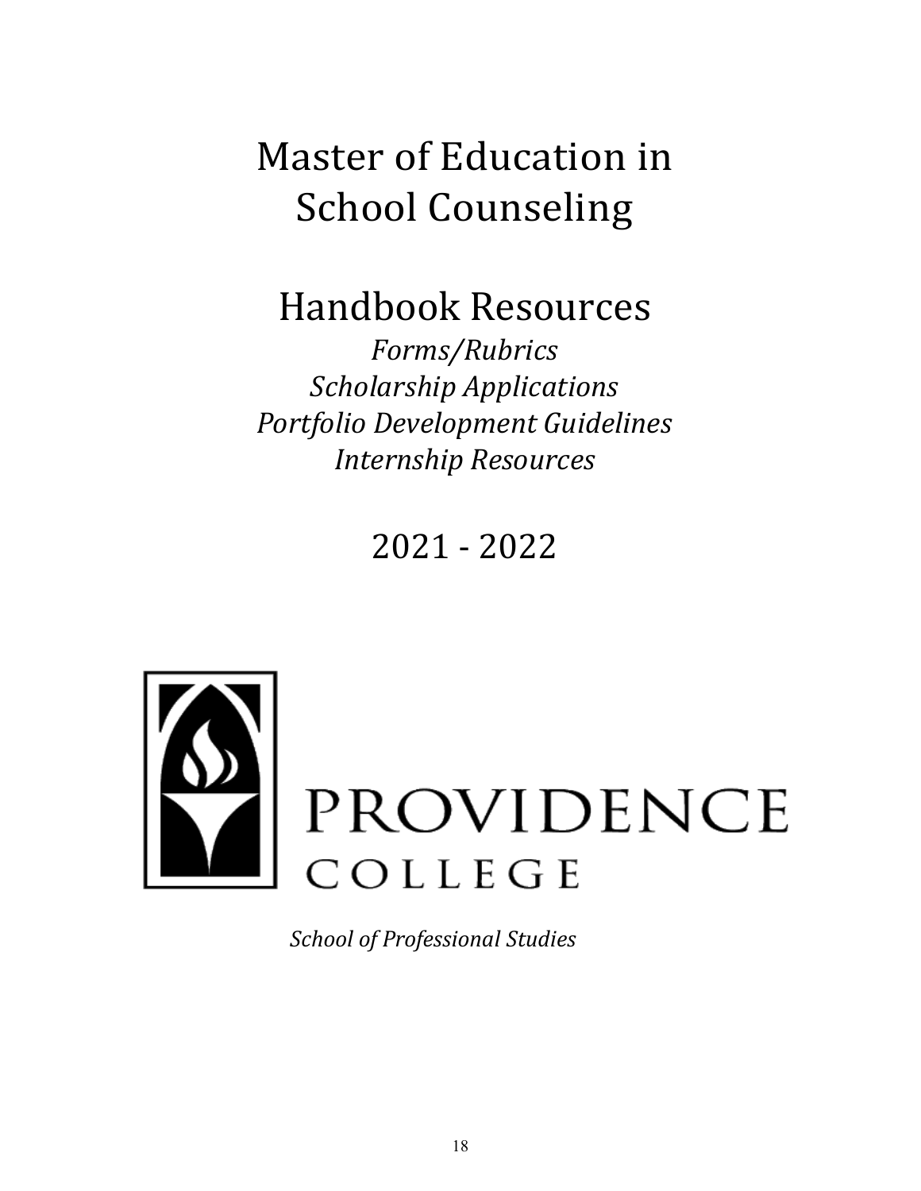# Master of Education in School Counseling

## Handbook Resources

*Forms/Rubrics*
*Scholarship Applications*
*Portfolio Development Guidelines*
*Internship Resources*

## 2021 - 2022

PROVIDENCE COLLEGE

*School of Professional Studies*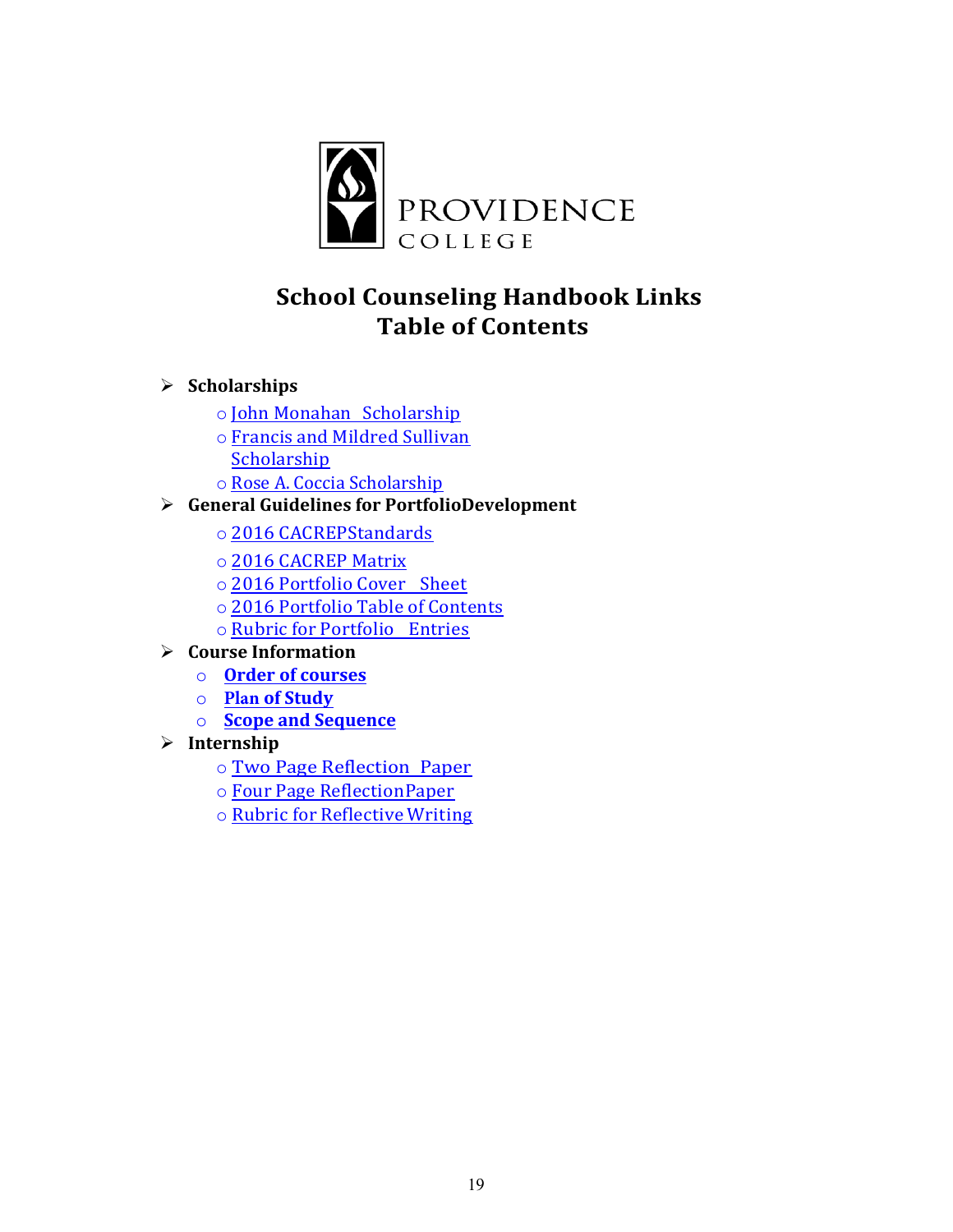PROVIDENCE COLLEGE

# School Counseling Handbook Links
# Table of Contents

- **Scholarships**
  - John Monahan Scholarship
  - Francis and Mildred Sullivan Scholarship
  - Rose A. Coccia Scholarship
- **General Guidelines for PortfolioDevelopment**
  - 2016 CACREPStandards
  - 2016 CACREP Matrix
  - 2016 Portfolio Cover Sheet
  - 2016 Portfolio Table of Contents
  - Rubric for Portfolio Entries
- **Course Information**
  - **Order of courses**
  - **Plan of Study**
  - **Scope and Sequence**
- **Internship**
  - Two Page Reflection Paper
  - Four Page ReflectionPaper
  - Rubric for Reflective Writing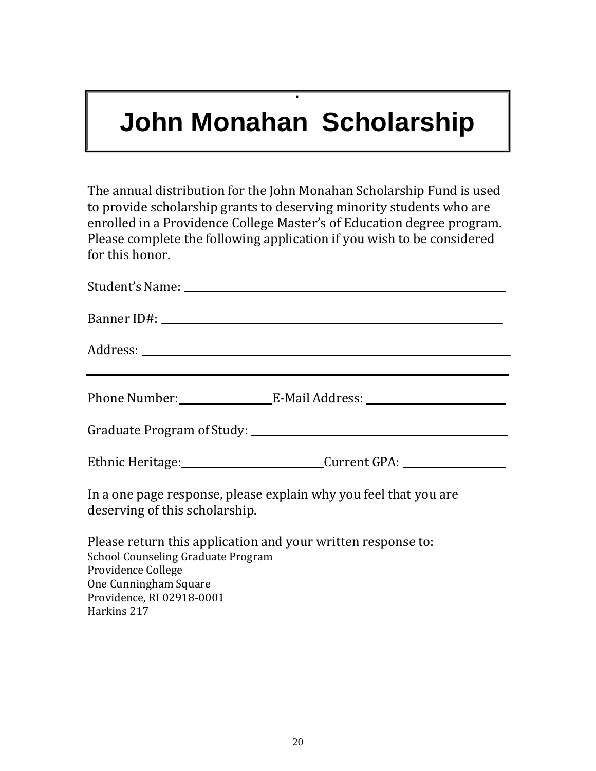# John Monahan Scholarship

The annual distribution for the John Monahan Scholarship Fund is used to provide scholarship grants to deserving minority students who are enrolled in a Providence College Master's of Education degree program. Please complete the following application if you wish to be considered for this honor.

Student's Name: ______________________________________________

Banner ID#: ______________________________________________

Address: ______________________________________________

______________________________________________

Phone Number: ______________ E-Mail Address: ______________________

Graduate Program of Study: ______________________________________

Ethnic Heritage: ______________________ Current GPA: ______________

In a one page response, please explain why you feel that you are deserving of this scholarship.

Please return this application and your written response to:
School Counseling Graduate Program
Providence College
One Cunningham Square
Providence, RI 02918-0001
Harkins 217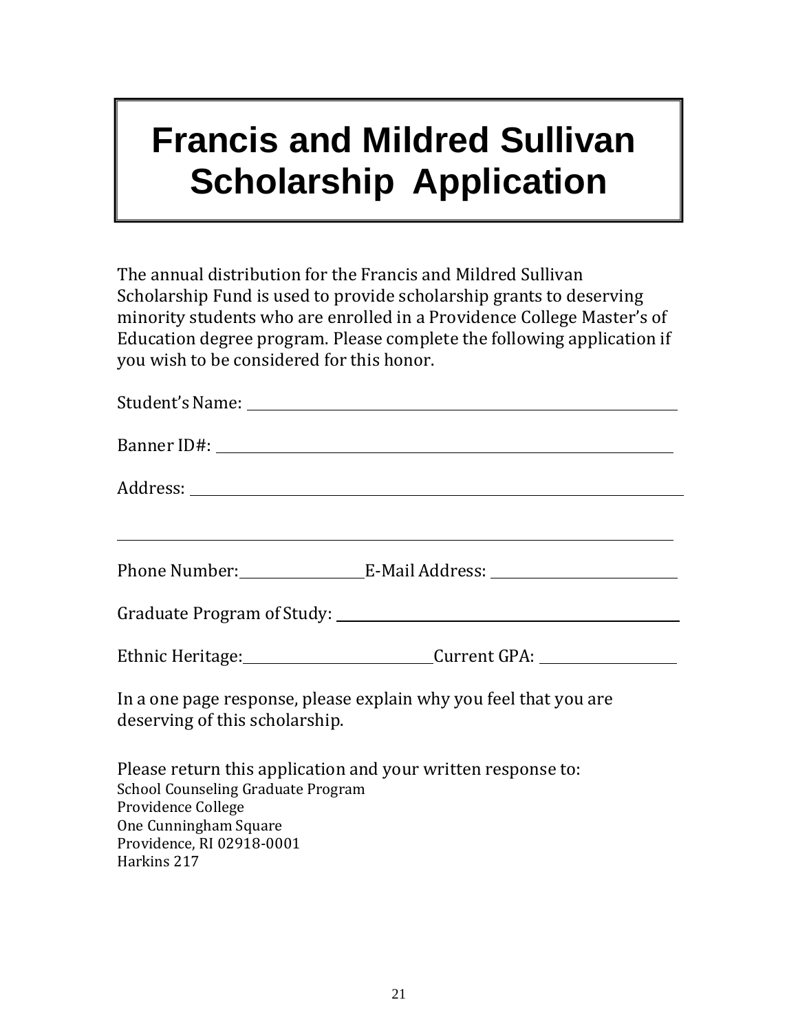# Francis and Mildred Sullivan Scholarship Application

The annual distribution for the Francis and Mildred Sullivan Scholarship Fund is used to provide scholarship grants to deserving minority students who are enrolled in a Providence College Master's of Education degree program. Please complete the following application if you wish to be considered for this honor.

Student's Name: ______________________________________________

Banner ID#: ______________________________________________

Address: ______________________________________________

______________________________________________

Phone Number: ______________ E-Mail Address: ______________________

Graduate Program of Study: ______________________________________

Ethnic Heritage: ______________________ Current GPA: ______________

In a one page response, please explain why you feel that you are deserving of this scholarship.

Please return this application and your written response to:
School Counseling Graduate Program
Providence College
One Cunningham Square
Providence, RI 02918-0001
Harkins 217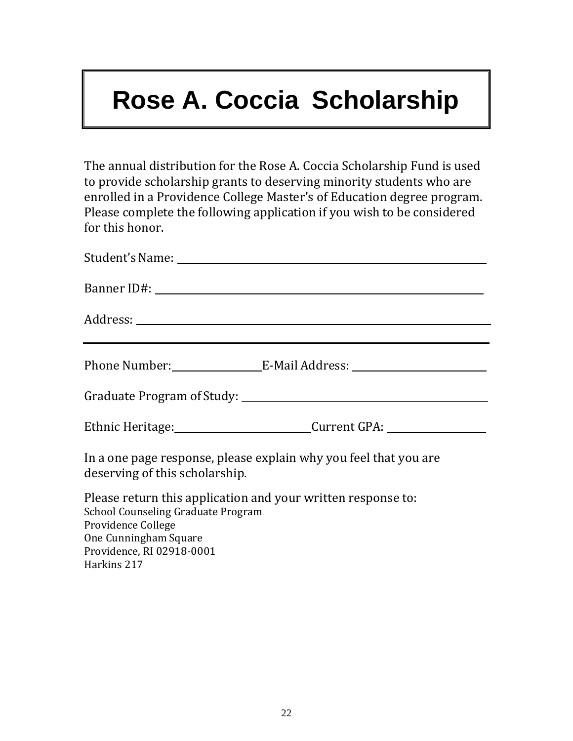# Rose A. Coccia Scholarship

The annual distribution for the Rose A. Coccia Scholarship Fund is used to provide scholarship grants to deserving minority students who are enrolled in a Providence College Master's of Education degree program. Please complete the following application if you wish to be considered for this honor.

Student's Name: ______________________________________________

Banner ID#: ______________________________________________

Address: ______________________________________________

______________________________________________

Phone Number: ______________ E-Mail Address: ______________________

Graduate Program of Study: ______________________________________

Ethnic Heritage: ______________________ Current GPA: ______________

In a one page response, please explain why you feel that you are deserving of this scholarship.

Please return this application and your written response to:
School Counseling Graduate Program
Providence College
One Cunningham Square
Providence, RI 02918-0001
Harkins 217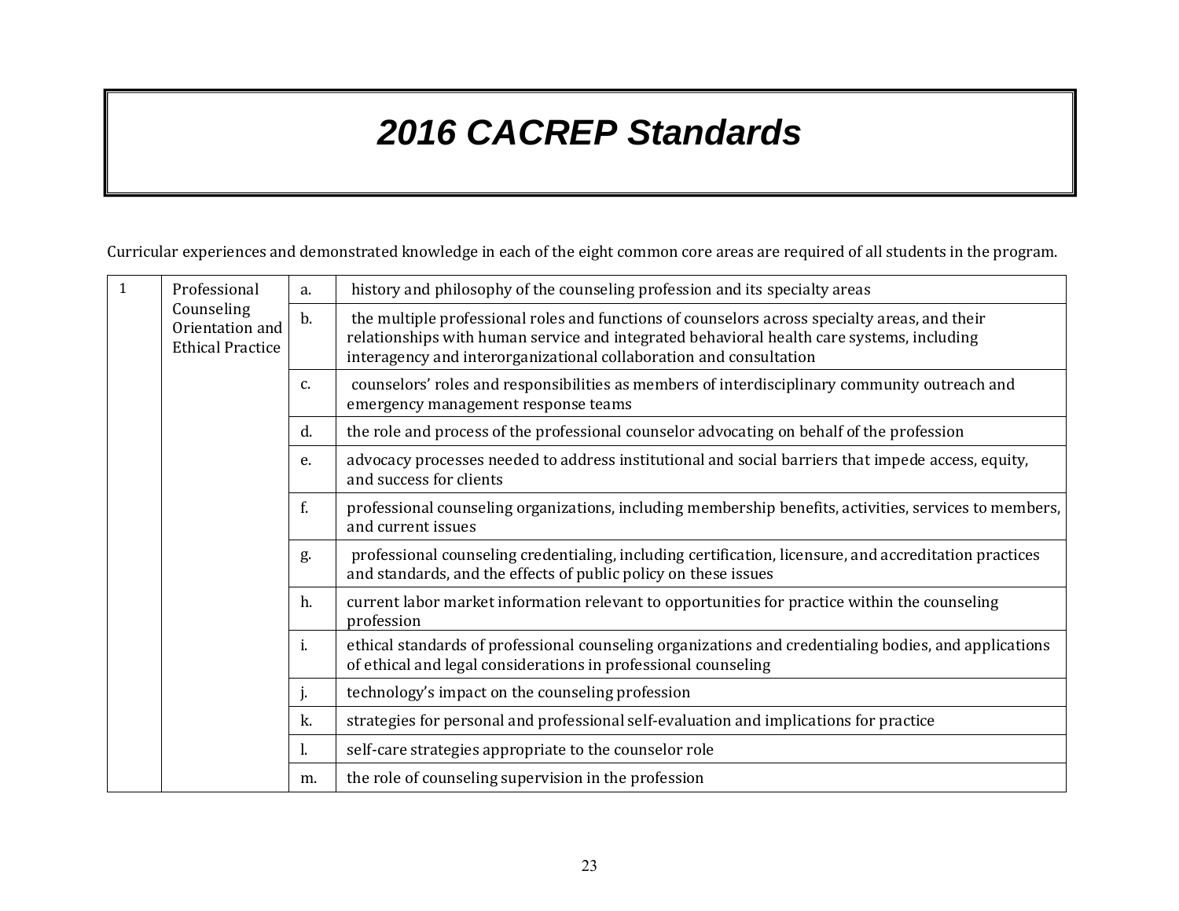# 2016 CACREP Standards

Curricular experiences and demonstrated knowledge in each of the eight common core areas are required of all students in the program.

| | | | |
|---|---|---|---|
| 1 | Professional Counseling Orientation and Ethical Practice | a. | history and philosophy of the counseling profession and its specialty areas |
| | | b. | the multiple professional roles and functions of counselors across specialty areas, and their relationships with human service and integrated behavioral health care systems, including interagency and interorganizational collaboration and consultation |
| | | c. | counselors' roles and responsibilities as members of interdisciplinary community outreach and emergency management response teams |
| | | d. | the role and process of the professional counselor advocating on behalf of the profession |
| | | e. | advocacy processes needed to address institutional and social barriers that impede access, equity, and success for clients |
| | | f. | professional counseling organizations, including membership benefits, activities, services to members, and current issues |
| | | g. | professional counseling credentialing, including certification, licensure, and accreditation practices and standards, and the effects of public policy on these issues |
| | | h. | current labor market information relevant to opportunities for practice within the counseling profession |
| | | i. | ethical standards of professional counseling organizations and credentialing bodies, and applications of ethical and legal considerations in professional counseling |
| | | j. | technology's impact on the counseling profession |
| | | k. | strategies for personal and professional self-evaluation and implications for practice |
| | | l. | self-care strategies appropriate to the counselor role |
| | | m. | the role of counseling supervision in the profession |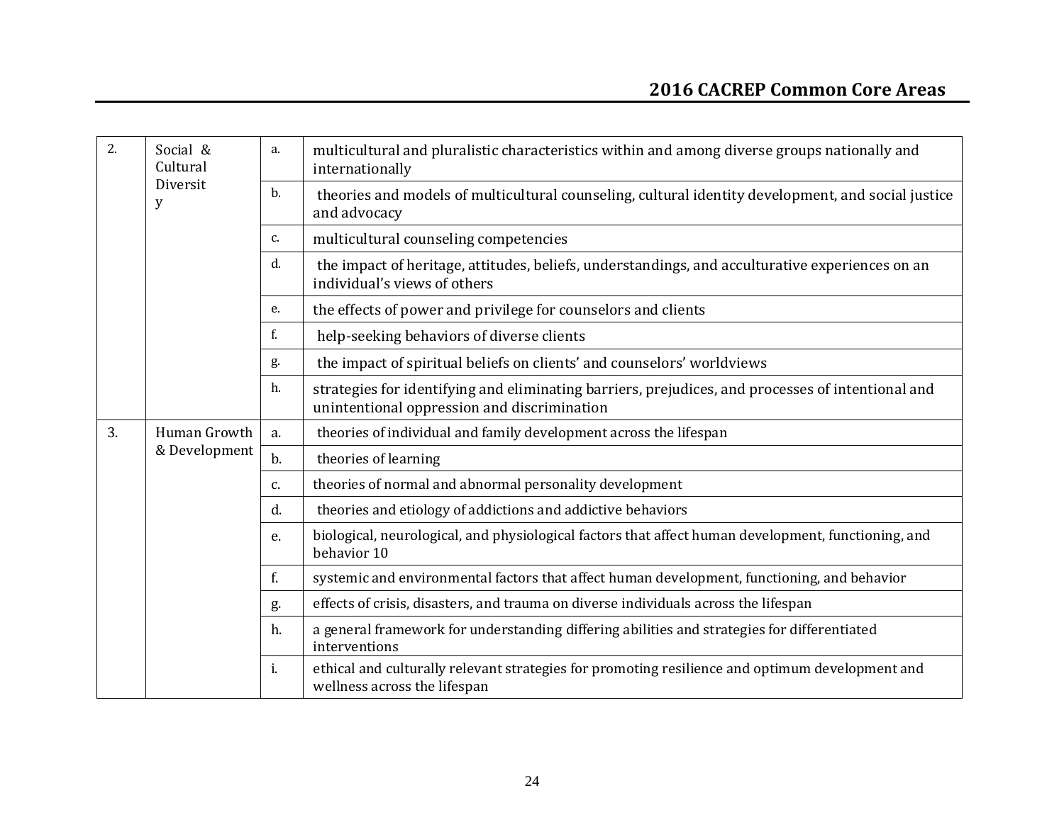| 2. | Social & Cultural Diversity | a. | multicultural and pluralistic characteristics within and among diverse groups nationally and internationally |
|---|---|---|---|
| | | b. | theories and models of multicultural counseling, cultural identity development, and social justice and advocacy |
| | | c. | multicultural counseling competencies |
| | | d. | the impact of heritage, attitudes, beliefs, understandings, and acculturative experiences on an individual's views of others |
| | | e. | the effects of power and privilege for counselors and clients |
| | | f. | help-seeking behaviors of diverse clients |
| | | g. | the impact of spiritual beliefs on clients' and counselors' worldviews |
| | | h. | strategies for identifying and eliminating barriers, prejudices, and processes of intentional and unintentional oppression and discrimination |
| 3. | Human Growth & Development | a. | theories of individual and family development across the lifespan |
| | | b. | theories of learning |
| | | c. | theories of normal and abnormal personality development |
| | | d. | theories and etiology of addictions and addictive behaviors |
| | | e. | biological, neurological, and physiological factors that affect human development, functioning, and behavior 10 |
| | | f. | systemic and environmental factors that affect human development, functioning, and behavior |
| | | g. | effects of crisis, disasters, and trauma on diverse individuals across the lifespan |
| | | h. | a general framework for understanding differing abilities and strategies for differentiated interventions |
| | | i. | ethical and culturally relevant strategies for promoting resilience and optimum development and wellness across the lifespan |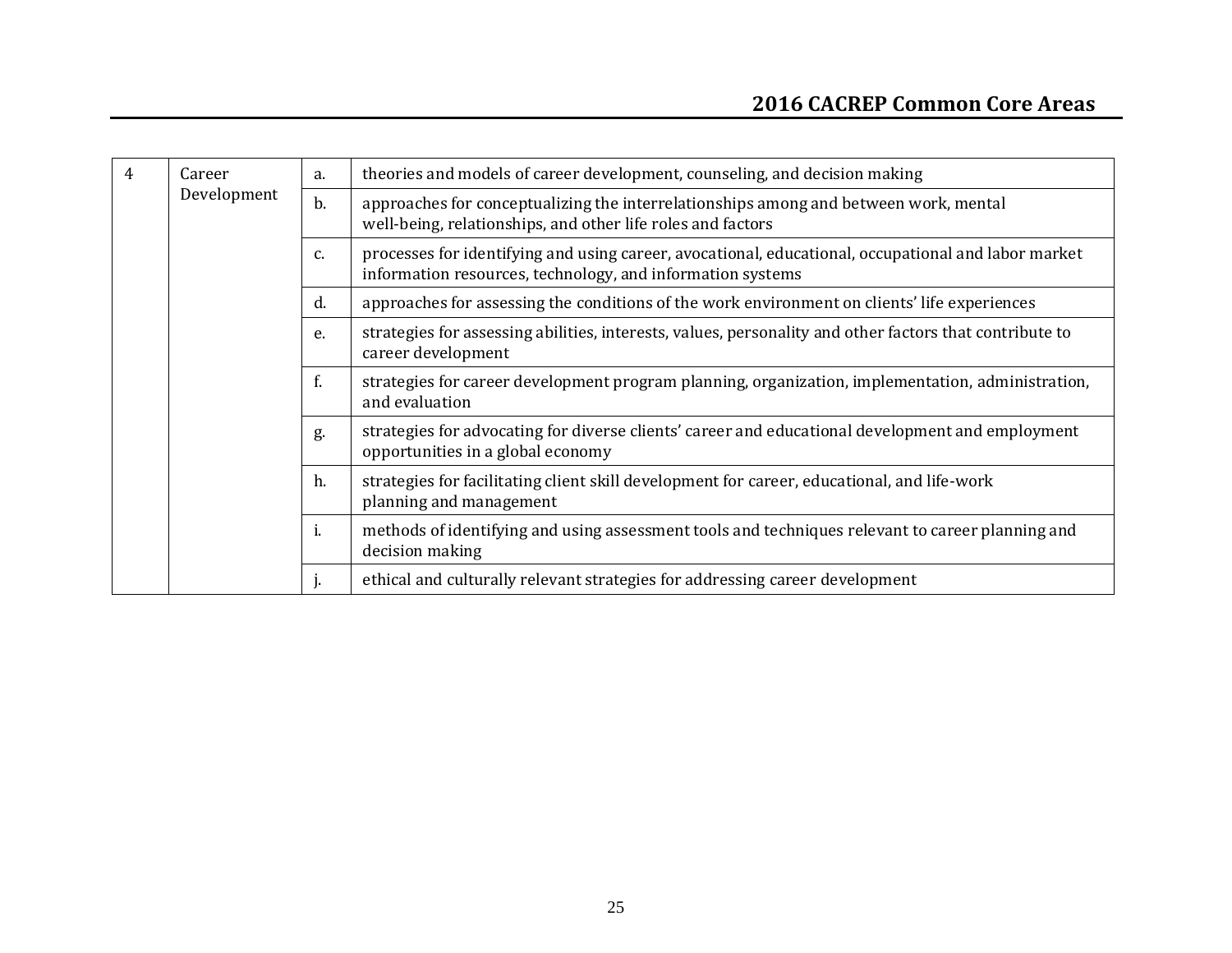| 4 | Career Development | a. | theories and models of career development, counseling, and decision making |
|---|---|---|---|
| | | b. | approaches for conceptualizing the interrelationships among and between work, mental well-being, relationships, and other life roles and factors |
| | | c. | processes for identifying and using career, avocational, educational, occupational and labor market information resources, technology, and information systems |
| | | d. | approaches for assessing the conditions of the work environment on clients' life experiences |
| | | e. | strategies for assessing abilities, interests, values, personality and other factors that contribute to career development |
| | | f. | strategies for career development program planning, organization, implementation, administration, and evaluation |
| | | g. | strategies for advocating for diverse clients' career and educational development and employment opportunities in a global economy |
| | | h. | strategies for facilitating client skill development for career, educational, and life-work planning and management |
| | | i. | methods of identifying and using assessment tools and techniques relevant to career planning and decision making |
| | | j. | ethical and culturally relevant strategies for addressing career development |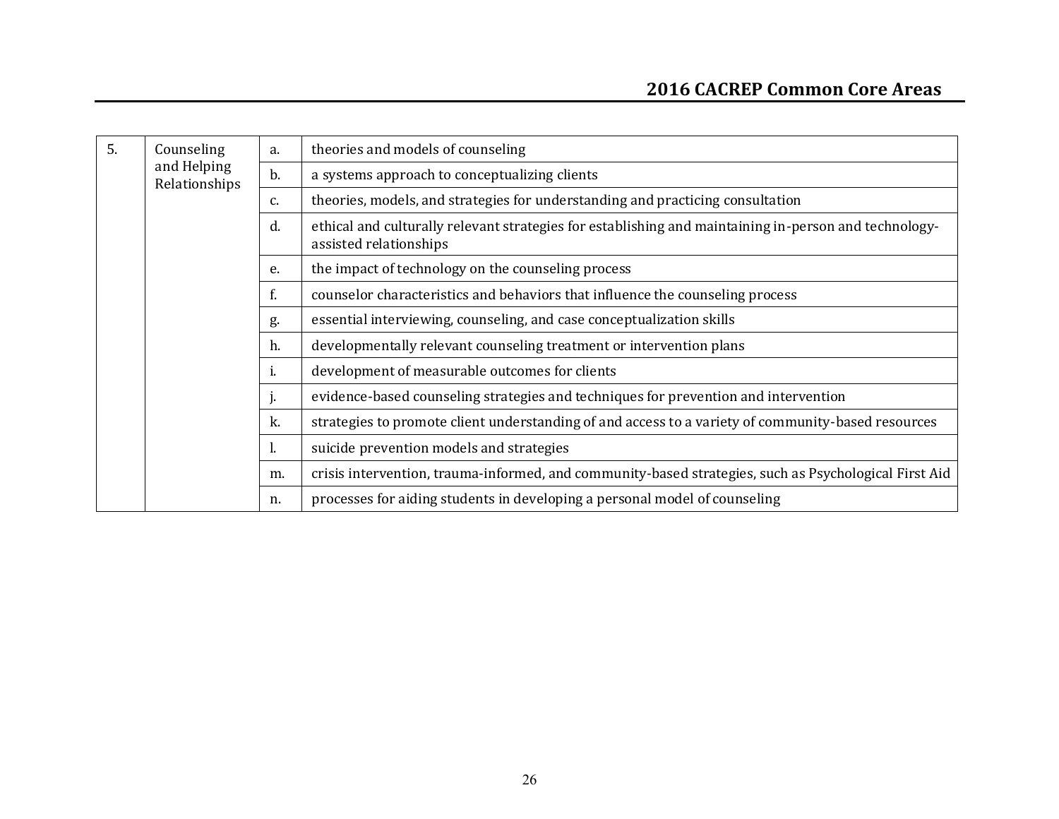| | | | |
|---|---|---|---|
| 5. | Counseling and Helping Relationships | a. | theories and models of counseling |
| | | b. | a systems approach to conceptualizing clients |
| | | c. | theories, models, and strategies for understanding and practicing consultation |
| | | d. | ethical and culturally relevant strategies for establishing and maintaining in-person and technology-assisted relationships |
| | | e. | the impact of technology on the counseling process |
| | | f. | counselor characteristics and behaviors that influence the counseling process |
| | | g. | essential interviewing, counseling, and case conceptualization skills |
| | | h. | developmentally relevant counseling treatment or intervention plans |
| | | i. | development of measurable outcomes for clients |
| | | j. | evidence-based counseling strategies and techniques for prevention and intervention |
| | | k. | strategies to promote client understanding of and access to a variety of community-based resources |
| | | l. | suicide prevention models and strategies |
| | | m. | crisis intervention, trauma-informed, and community-based strategies, such as Psychological First Aid |
| | | n. | processes for aiding students in developing a personal model of counseling |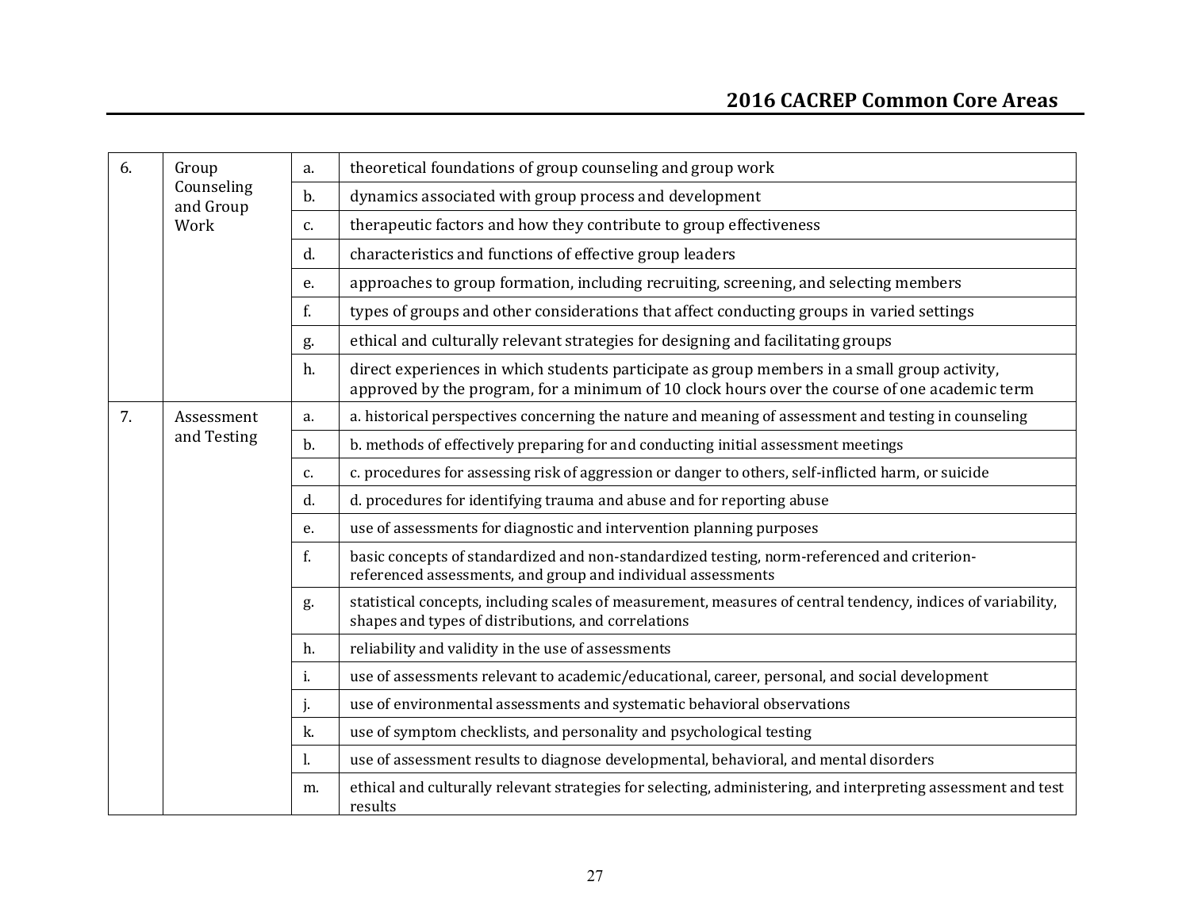| | | | |
|---|---|---|---|
| 6. | Group Counseling and Group Work | a. | theoretical foundations of group counseling and group work |
| | | b. | dynamics associated with group process and development |
| | | c. | therapeutic factors and how they contribute to group effectiveness |
| | | d. | characteristics and functions of effective group leaders |
| | | e. | approaches to group formation, including recruiting, screening, and selecting members |
| | | f. | types of groups and other considerations that affect conducting groups in varied settings |
| | | g. | ethical and culturally relevant strategies for designing and facilitating groups |
| | | h. | direct experiences in which students participate as group members in a small group activity, approved by the program, for a minimum of 10 clock hours over the course of one academic term |
| 7. | Assessment and Testing | a. | a. historical perspectives concerning the nature and meaning of assessment and testing in counseling |
| | | b. | b. methods of effectively preparing for and conducting initial assessment meetings |
| | | c. | c. procedures for assessing risk of aggression or danger to others, self-inflicted harm, or suicide |
| | | d. | d. procedures for identifying trauma and abuse and for reporting abuse |
| | | e. | use of assessments for diagnostic and intervention planning purposes |
| | | f. | basic concepts of standardized and non-standardized testing, norm-referenced and criterion-referenced assessments, and group and individual assessments |
| | | g. | statistical concepts, including scales of measurement, measures of central tendency, indices of variability, shapes and types of distributions, and correlations |
| | | h. | reliability and validity in the use of assessments |
| | | i. | use of assessments relevant to academic/educational, career, personal, and social development |
| | | j. | use of environmental assessments and systematic behavioral observations |
| | | k. | use of symptom checklists, and personality and psychological testing |
| | | l. | use of assessment results to diagnose developmental, behavioral, and mental disorders |
| | | m. | ethical and culturally relevant strategies for selecting, administering, and interpreting assessment and test results |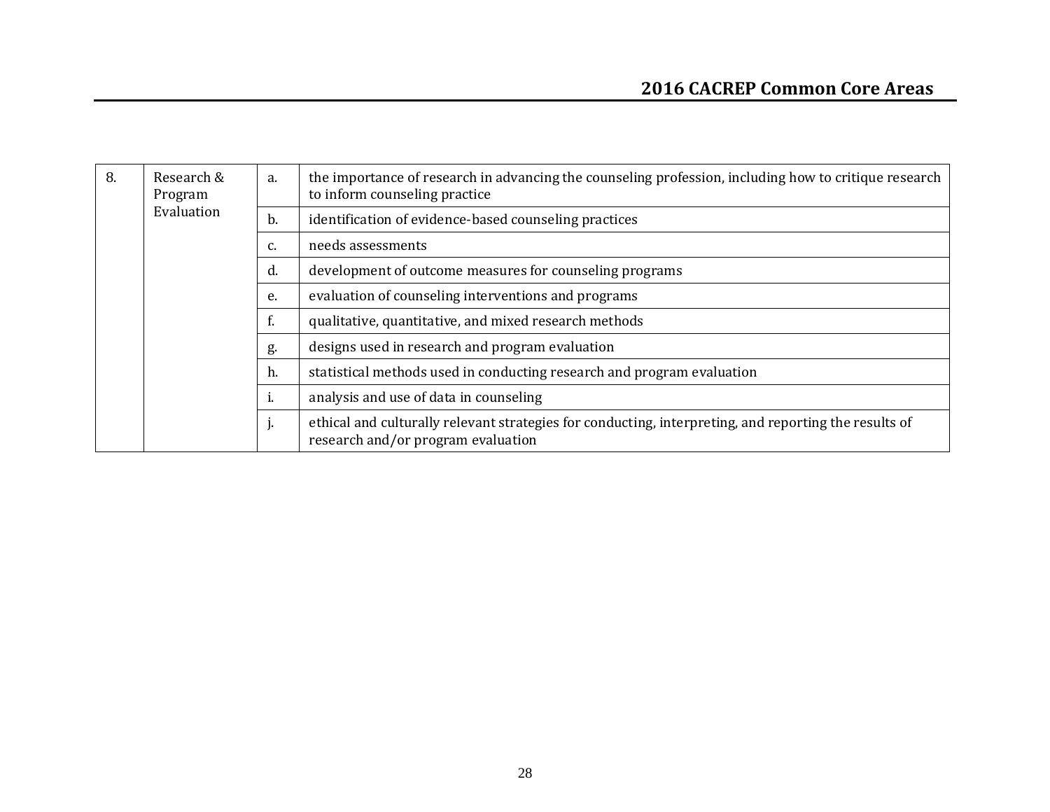| 8. | Research & Program Evaluation | a. | the importance of research in advancing the counseling profession, including how to critique research to inform counseling practice |
|---|---|---|---|
| | | b. | identification of evidence-based counseling practices |
| | | c. | needs assessments |
| | | d. | development of outcome measures for counseling programs |
| | | e. | evaluation of counseling interventions and programs |
| | | f. | qualitative, quantitative, and mixed research methods |
| | | g. | designs used in research and program evaluation |
| | | h. | statistical methods used in conducting research and program evaluation |
| | | i. | analysis and use of data in counseling |
| | | j. | ethical and culturally relevant strategies for conducting, interpreting, and reporting the results of research and/or program evaluation |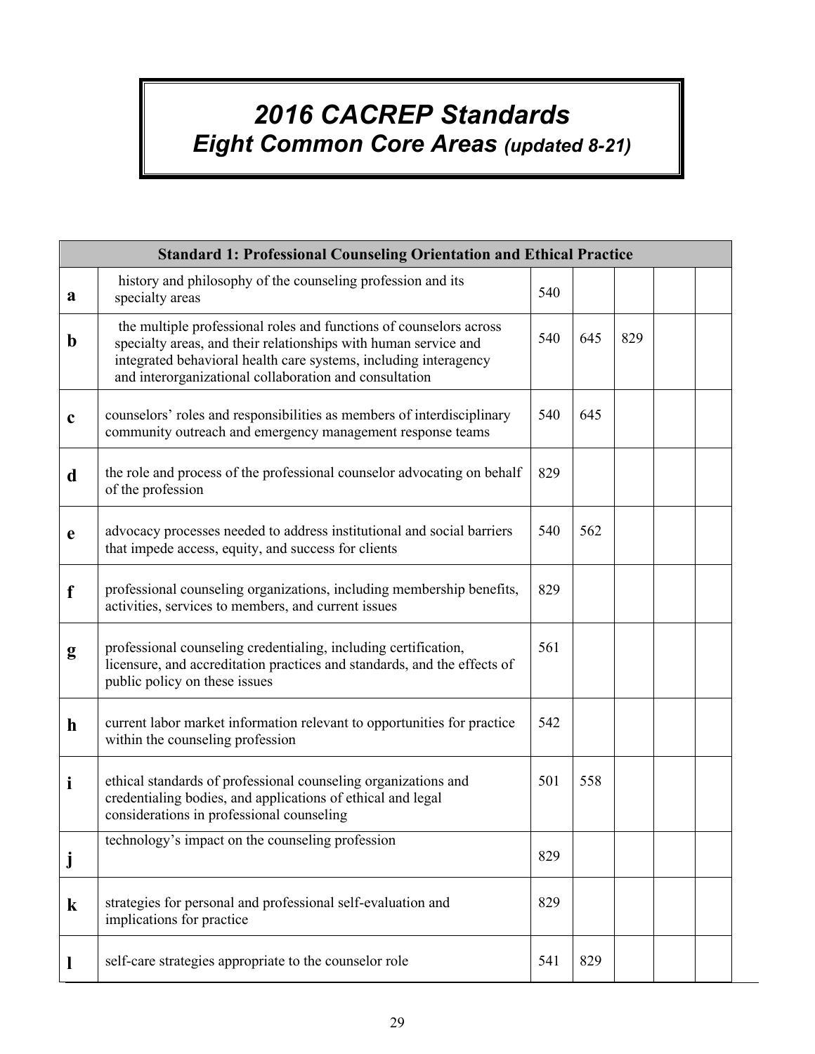# 2016 CACREP Standards

## Eight Common Core Areas *(updated 8-21)*

| Standard 1: Professional Counseling Orientation and Ethical Practice | | | | | | |
|---|---|---|---|---|---|---|
| **a** | history and philosophy of the counseling profession and its specialty areas | 540 | | | | |
| **b** | the multiple professional roles and functions of counselors across specialty areas, and their relationships with human service and integrated behavioral health care systems, including interagency and interorganizational collaboration and consultation | 540 | 645 | 829 | | |
| **c** | counselors' roles and responsibilities as members of interdisciplinary community outreach and emergency management response teams | 540 | 645 | | | |
| **d** | the role and process of the professional counselor advocating on behalf of the profession | 829 | | | | |
| **e** | advocacy processes needed to address institutional and social barriers that impede access, equity, and success for clients | 540 | 562 | | | |
| **f** | professional counseling organizations, including membership benefits, activities, services to members, and current issues | 829 | | | | |
| **g** | professional counseling credentialing, including certification, licensure, and accreditation practices and standards, and the effects of public policy on these issues | 561 | | | | |
| **h** | current labor market information relevant to opportunities for practice within the counseling profession | 542 | | | | |
| **i** | ethical standards of professional counseling organizations and credentialing bodies, and applications of ethical and legal considerations in professional counseling | 501 | 558 | | | |
| **j** | technology's impact on the counseling profession | 829 | | | | |
| **k** | strategies for personal and professional self-evaluation and implications for practice | 829 | | | | |
| **l** | self-care strategies appropriate to the counselor role | 541 | 829 | | | |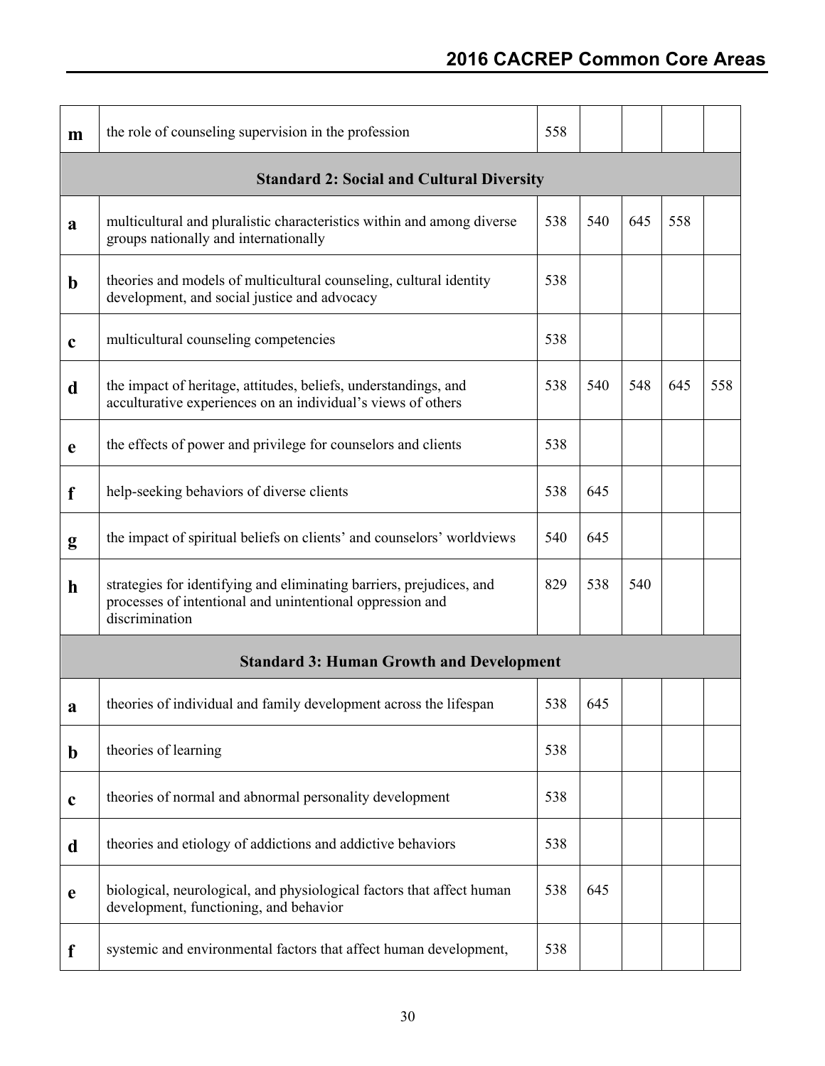| | | | | | | |
|---|---|---|---|---|---|---|
| **m** | the role of counseling supervision in the profession | 558 | | | | |
| **Standard 2: Social and Cultural Diversity** | | | | | | |
| **a** | multicultural and pluralistic characteristics within and among diverse groups nationally and internationally | 538 | 540 | 645 | 558 | |
| **b** | theories and models of multicultural counseling, cultural identity development, and social justice and advocacy | 538 | | | | |
| **c** | multicultural counseling competencies | 538 | | | | |
| **d** | the impact of heritage, attitudes, beliefs, understandings, and acculturative experiences on an individual's views of others | 538 | 540 | 548 | 645 | 558 |
| **e** | the effects of power and privilege for counselors and clients | 538 | | | | |
| **f** | help-seeking behaviors of diverse clients | 538 | 645 | | | |
| **g** | the impact of spiritual beliefs on clients' and counselors' worldviews | 540 | 645 | | | |
| **h** | strategies for identifying and eliminating barriers, prejudices, and processes of intentional and unintentional oppression and discrimination | 829 | 538 | 540 | | |
| **Standard 3: Human Growth and Development** | | | | | | |
| **a** | theories of individual and family development across the lifespan | 538 | 645 | | | |
| **b** | theories of learning | 538 | | | | |
| **c** | theories of normal and abnormal personality development | 538 | | | | |
| **d** | theories and etiology of addictions and addictive behaviors | 538 | | | | |
| **e** | biological, neurological, and physiological factors that affect human development, functioning, and behavior | 538 | 645 | | | |
| **f** | systemic and environmental factors that affect human development, | 538 | | | | |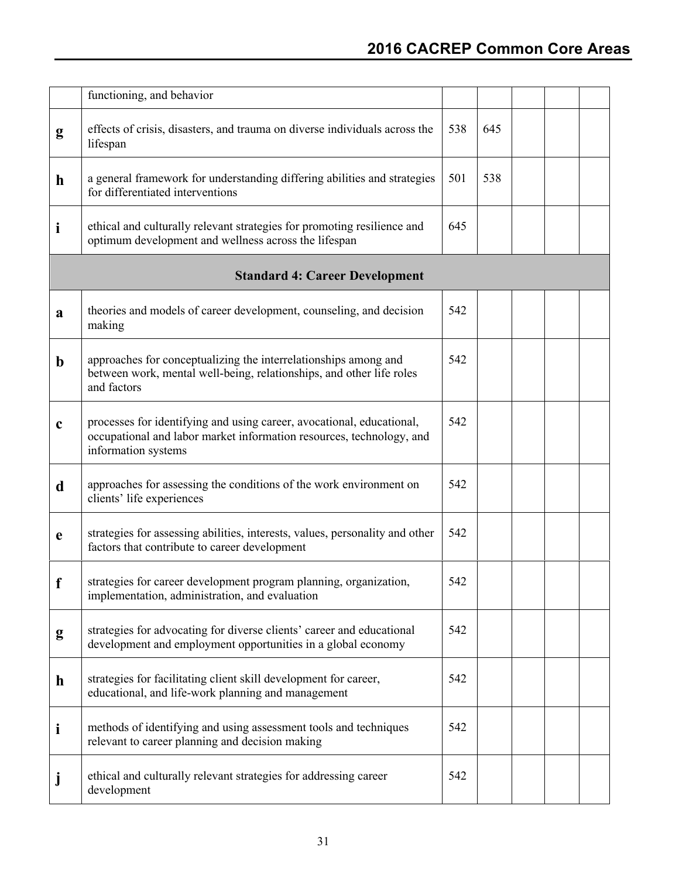|   |   |   |   |   |   |   |
|---|---|---|---|---|---|---|
|   | functioning, and behavior |   |   |   |   |   |
| **g** | effects of crisis, disasters, and trauma on diverse individuals across the lifespan | 538 | 645 |   |   |   |
| **h** | a general framework for understanding differing abilities and strategies for differentiated interventions | 501 | 538 |   |   |   |
| **i** | ethical and culturally relevant strategies for promoting resilience and optimum development and wellness across the lifespan | 645 |   |   |   |   |
|   | **Standard 4: Career Development** |   |   |   |   |   |
| **a** | theories and models of career development, counseling, and decision making | 542 |   |   |   |   |
| **b** | approaches for conceptualizing the interrelationships among and between work, mental well-being, relationships, and other life roles and factors | 542 |   |   |   |   |
| **c** | processes for identifying and using career, avocational, educational, occupational and labor market information resources, technology, and information systems | 542 |   |   |   |   |
| **d** | approaches for assessing the conditions of the work environment on clients' life experiences | 542 |   |   |   |   |
| **e** | strategies for assessing abilities, interests, values, personality and other factors that contribute to career development | 542 |   |   |   |   |
| **f** | strategies for career development program planning, organization, implementation, administration, and evaluation | 542 |   |   |   |   |
| **g** | strategies for advocating for diverse clients' career and educational development and employment opportunities in a global economy | 542 |   |   |   |   |
| **h** | strategies for facilitating client skill development for career, educational, and life-work planning and management | 542 |   |   |   |   |
| **i** | methods of identifying and using assessment tools and techniques relevant to career planning and decision making | 542 |   |   |   |   |
| **j** | ethical and culturally relevant strategies for addressing career development | 542 |   |   |   |   |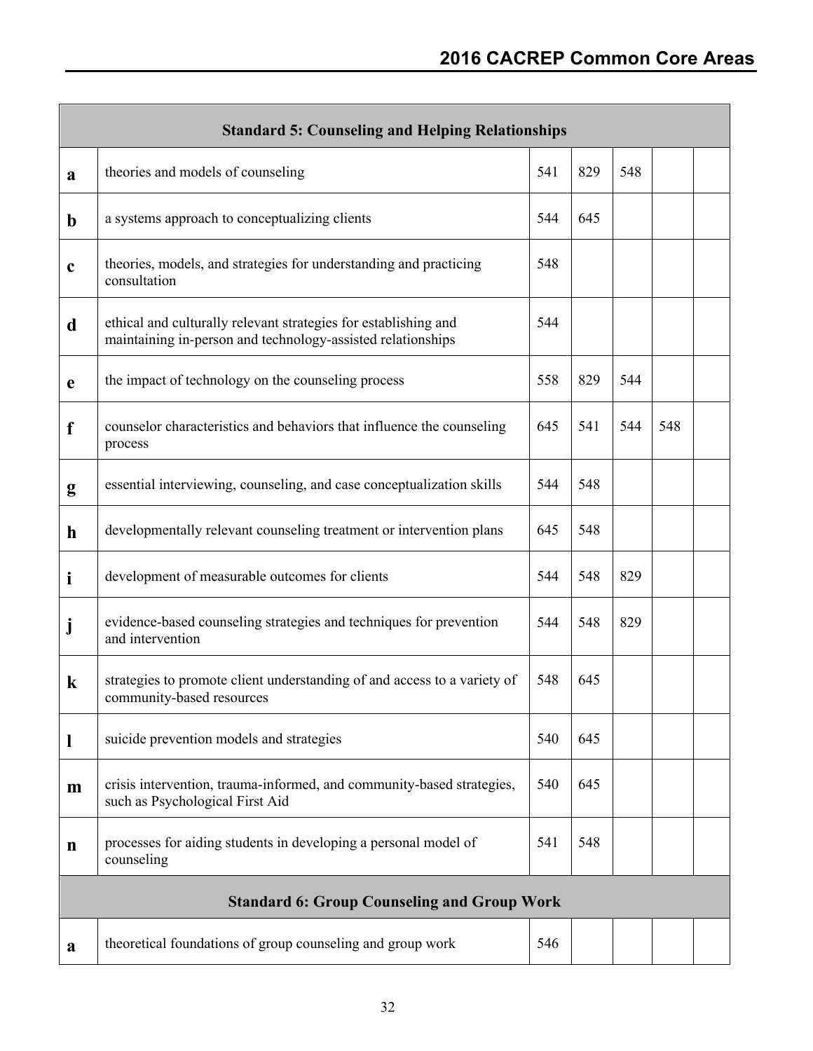## 2016 CACREP Common Core Areas

| | Standard 5: Counseling and Helping Relationships | | | | | |
|---|---|---|---|---|---|---|
| **a** | theories and models of counseling | 541 | 829 | 548 | | |
| **b** | a systems approach to conceptualizing clients | 544 | 645 | | | |
| **c** | theories, models, and strategies for understanding and practicing consultation | 548 | | | | |
| **d** | ethical and culturally relevant strategies for establishing and maintaining in-person and technology-assisted relationships | 544 | | | | |
| **e** | the impact of technology on the counseling process | 558 | 829 | 544 | | |
| **f** | counselor characteristics and behaviors that influence the counseling process | 645 | 541 | 544 | 548 | |
| **g** | essential interviewing, counseling, and case conceptualization skills | 544 | 548 | | | |
| **h** | developmentally relevant counseling treatment or intervention plans | 645 | 548 | | | |
| **i** | development of measurable outcomes for clients | 544 | 548 | 829 | | |
| **j** | evidence-based counseling strategies and techniques for prevention and intervention | 544 | 548 | 829 | | |
| **k** | strategies to promote client understanding of and access to a variety of community-based resources | 548 | 645 | | | |
| **l** | suicide prevention models and strategies | 540 | 645 | | | |
| **m** | crisis intervention, trauma-informed, and community-based strategies, such as Psychological First Aid | 540 | 645 | | | |
| **n** | processes for aiding students in developing a personal model of counseling | 541 | 548 | | | |
| | **Standard 6: Group Counseling and Group Work** | | | | | |
| **a** | theoretical foundations of group counseling and group work | 546 | | | | |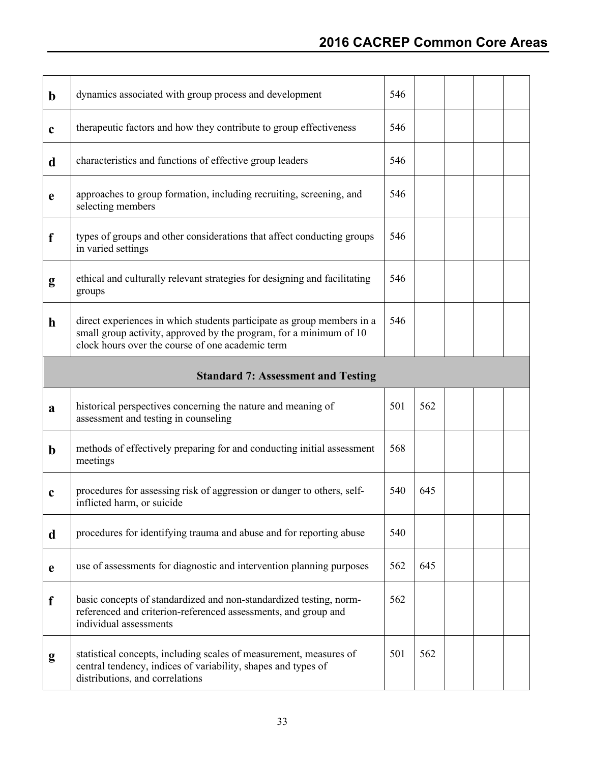| | | | | | | |
|---|---|---|---|---|---|---|
| **b** | dynamics associated with group process and development | 546 | | | | |
| **c** | therapeutic factors and how they contribute to group effectiveness | 546 | | | | |
| **d** | characteristics and functions of effective group leaders | 546 | | | | |
| **e** | approaches to group formation, including recruiting, screening, and selecting members | 546 | | | | |
| **f** | types of groups and other considerations that affect conducting groups in varied settings | 546 | | | | |
| **g** | ethical and culturally relevant strategies for designing and facilitating groups | 546 | | | | |
| **h** | direct experiences in which students participate as group members in a small group activity, approved by the program, for a minimum of 10 clock hours over the course of one academic term | 546 | | | | |
| | **Standard 7: Assessment and Testing** | | | | | |
| **a** | historical perspectives concerning the nature and meaning of assessment and testing in counseling | 501 | 562 | | | |
| **b** | methods of effectively preparing for and conducting initial assessment meetings | 568 | | | | |
| **c** | procedures for assessing risk of aggression or danger to others, self-inflicted harm, or suicide | 540 | 645 | | | |
| **d** | procedures for identifying trauma and abuse and for reporting abuse | 540 | | | | |
| **e** | use of assessments for diagnostic and intervention planning purposes | 562 | 645 | | | |
| **f** | basic concepts of standardized and non-standardized testing, norm-referenced and criterion-referenced assessments, and group and individual assessments | 562 | | | | |
| **g** | statistical concepts, including scales of measurement, measures of central tendency, indices of variability, shapes and types of distributions, and correlations | 501 | 562 | | | |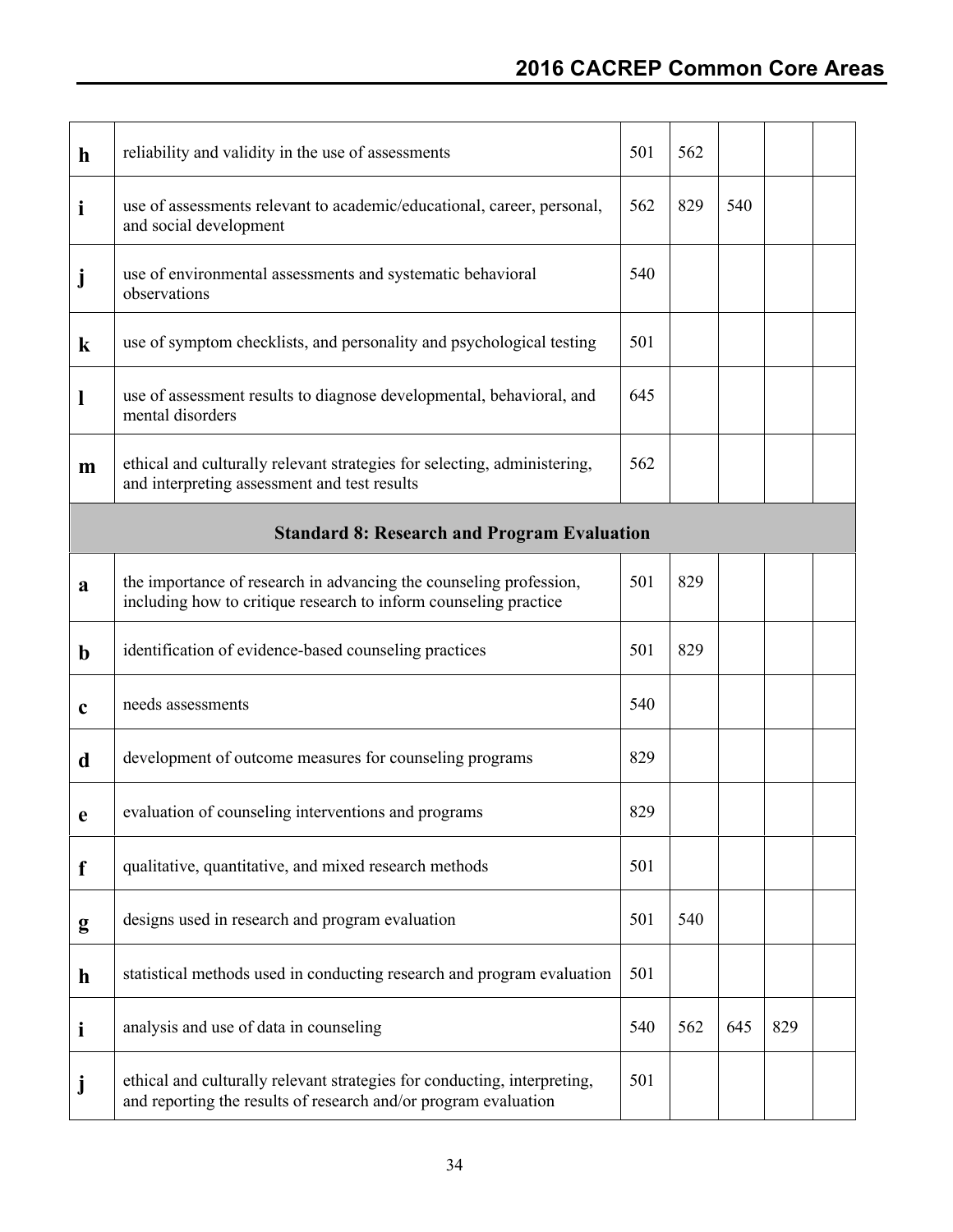| | | | | | | |
|---|---|---|---|---|---|---|
| **h** | reliability and validity in the use of assessments | 501 | 562 | | | |
| **i** | use of assessments relevant to academic/educational, career, personal, and social development | 562 | 829 | 540 | | |
| **j** | use of environmental assessments and systematic behavioral observations | 540 | | | | |
| **k** | use of symptom checklists, and personality and psychological testing | 501 | | | | |
| **l** | use of assessment results to diagnose developmental, behavioral, and mental disorders | 645 | | | | |
| **m** | ethical and culturally relevant strategies for selecting, administering, and interpreting assessment and test results | 562 | | | | |
| | **Standard 8: Research and Program Evaluation** | | | | | |
| **a** | the importance of research in advancing the counseling profession, including how to critique research to inform counseling practice | 501 | 829 | | | |
| **b** | identification of evidence-based counseling practices | 501 | 829 | | | |
| **c** | needs assessments | 540 | | | | |
| **d** | development of outcome measures for counseling programs | 829 | | | | |
| **e** | evaluation of counseling interventions and programs | 829 | | | | |
| **f** | qualitative, quantitative, and mixed research methods | 501 | | | | |
| **g** | designs used in research and program evaluation | 501 | 540 | | | |
| **h** | statistical methods used in conducting research and program evaluation | 501 | | | | |
| **i** | analysis and use of data in counseling | 540 | 562 | 645 | 829 | |
| **j** | ethical and culturally relevant strategies for conducting, interpreting, and reporting the results of research and/or program evaluation | 501 | | | | |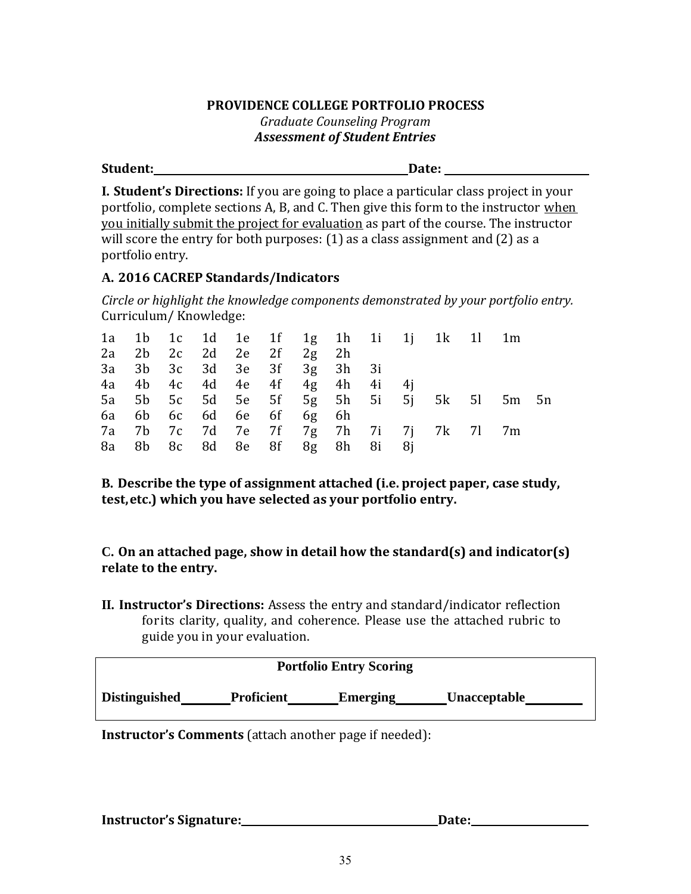**PROVIDENCE COLLEGE PORTFOLIO PROCESS**

*Graduate Counseling Program*

***Assessment of Student Entries***

**Student:**\_\_\_\_\_\_\_\_\_\_\_\_\_\_\_\_\_\_\_\_\_\_\_\_\_\_\_\_\_\_\_\_\_\_\_\_\_\_\_\_\_\_\_\_\_\_ **Date:** \_\_\_\_\_\_\_\_\_\_\_\_\_\_\_\_\_\_\_\_\_\_\_\_\_\_\_

**I. Student's Directions:** If you are going to place a particular class project in your portfolio, complete sections A, B, and C. Then give this form to the instructor <u>when you initially submit the project for evaluation</u> as part of the course. The instructor will score the entry for both purposes: (1) as a class assignment and (2) as a portfolio entry.

**A. 2016 CACREP Standards/Indicators**

*Circle or highlight the knowledge components demonstrated by your portfolio entry.*
Curriculum/ Knowledge:

1a 1b 1c 1d 1e 1f 1g 1h 1i 1j 1k 1l 1m
2a 2b 2c 2d 2e 2f 2g 2h
3a 3b 3c 3d 3e 3f 3g 3h 3i
4a 4b 4c 4d 4e 4f 4g 4h 4i 4j
5a 5b 5c 5d 5e 5f 5g 5h 5i 5j 5k 5l 5m 5n
6a 6b 6c 6d 6e 6f 6g 6h
7a 7b 7c 7d 7e 7f 7g 7h 7i 7j 7k 7l 7m
8a 8b 8c 8d 8e 8f 8g 8h 8i 8j

**B. Describe the type of assignment attached (i.e. project paper, case study, test, etc.) which you have selected as your portfolio entry.**

**C. On an attached page, show in detail how the standard(s) and indicator(s) relate to the entry.**

**II. Instructor's Directions:** Assess the entry and standard/indicator reflection for its clarity, quality, and coherence. Please use the attached rubric to guide you in your evaluation.

| **Portfolio Entry Scoring** |
|---|
| **Distinguished**\_\_\_\_\_\_\_\_ **Proficient**\_\_\_\_\_\_\_\_ **Emerging**\_\_\_\_\_\_\_\_ **Unacceptable**\_\_\_\_\_\_\_\_ |

**Instructor's Comments** (attach another page if needed):

**Instructor's Signature:**\_\_\_\_\_\_\_\_\_\_\_\_\_\_\_\_\_\_\_\_\_\_\_\_\_\_\_\_\_\_\_\_\_\_\_\_ **Date:**\_\_\_\_\_\_\_\_\_\_\_\_\_\_\_\_\_\_\_\_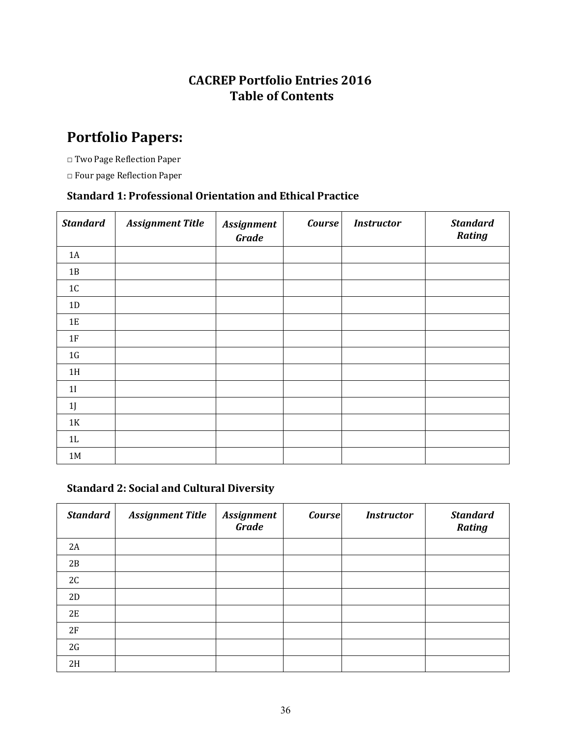## CACREP Portfolio Entries 2016
## Table of Contents

# Portfolio Papers:

□ Two Page Reflection Paper

□ Four page Reflection Paper

### Standard 1: Professional Orientation and Ethical Practice

| *Standard* | *Assignment Title* | *Assignment Grade* | *Course* | *Instructor* | *Standard Rating* |
|---|---|---|---|---|---|
| 1A | | | | | |
| 1B | | | | | |
| 1C | | | | | |
| 1D | | | | | |
| 1E | | | | | |
| 1F | | | | | |
| 1G | | | | | |
| 1H | | | | | |
| 1I | | | | | |
| 1J | | | | | |
| 1K | | | | | |
| 1L | | | | | |
| 1M | | | | | |

### Standard 2: Social and Cultural Diversity

| *Standard* | *Assignment Title* | *Assignment Grade* | *Course* | *Instructor* | *Standard Rating* |
|---|---|---|---|---|---|
| 2A | | | | | |
| 2B | | | | | |
| 2C | | | | | |
| 2D | | | | | |
| 2E | | | | | |
| 2F | | | | | |
| 2G | | | | | |
| 2H | | | | | |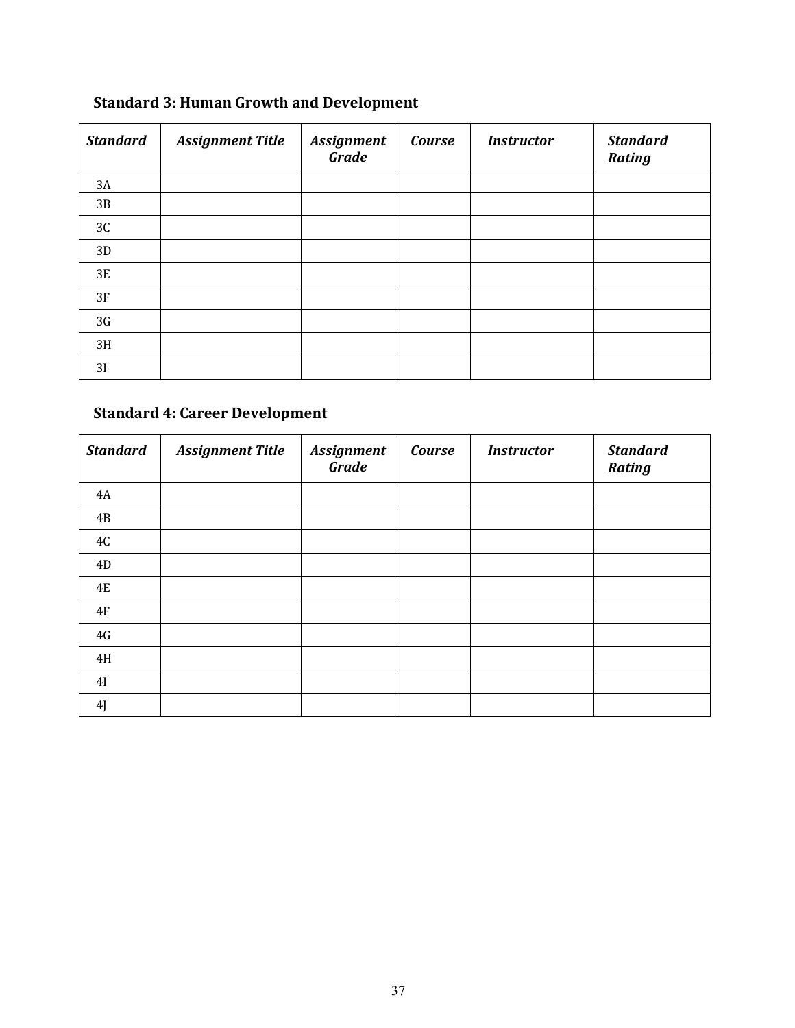### Standard 3: Human Growth and Development

| ***Standard*** | ***Assignment Title*** | ***Assignment Grade*** | ***Course*** | ***Instructor*** | ***Standard Rating*** |
|---|---|---|---|---|---|
| 3A | | | | | |
| 3B | | | | | |
| 3C | | | | | |
| 3D | | | | | |
| 3E | | | | | |
| 3F | | | | | |
| 3G | | | | | |
| 3H | | | | | |
| 3I | | | | | |

### Standard 4: Career Development

| ***Standard*** | ***Assignment Title*** | ***Assignment Grade*** | ***Course*** | ***Instructor*** | ***Standard Rating*** |
|---|---|---|---|---|---|
| 4A | | | | | |
| 4B | | | | | |
| 4C | | | | | |
| 4D | | | | | |
| 4E | | | | | |
| 4F | | | | | |
| 4G | | | | | |
| 4H | | | | | |
| 4I | | | | | |
| 4J | | | | | |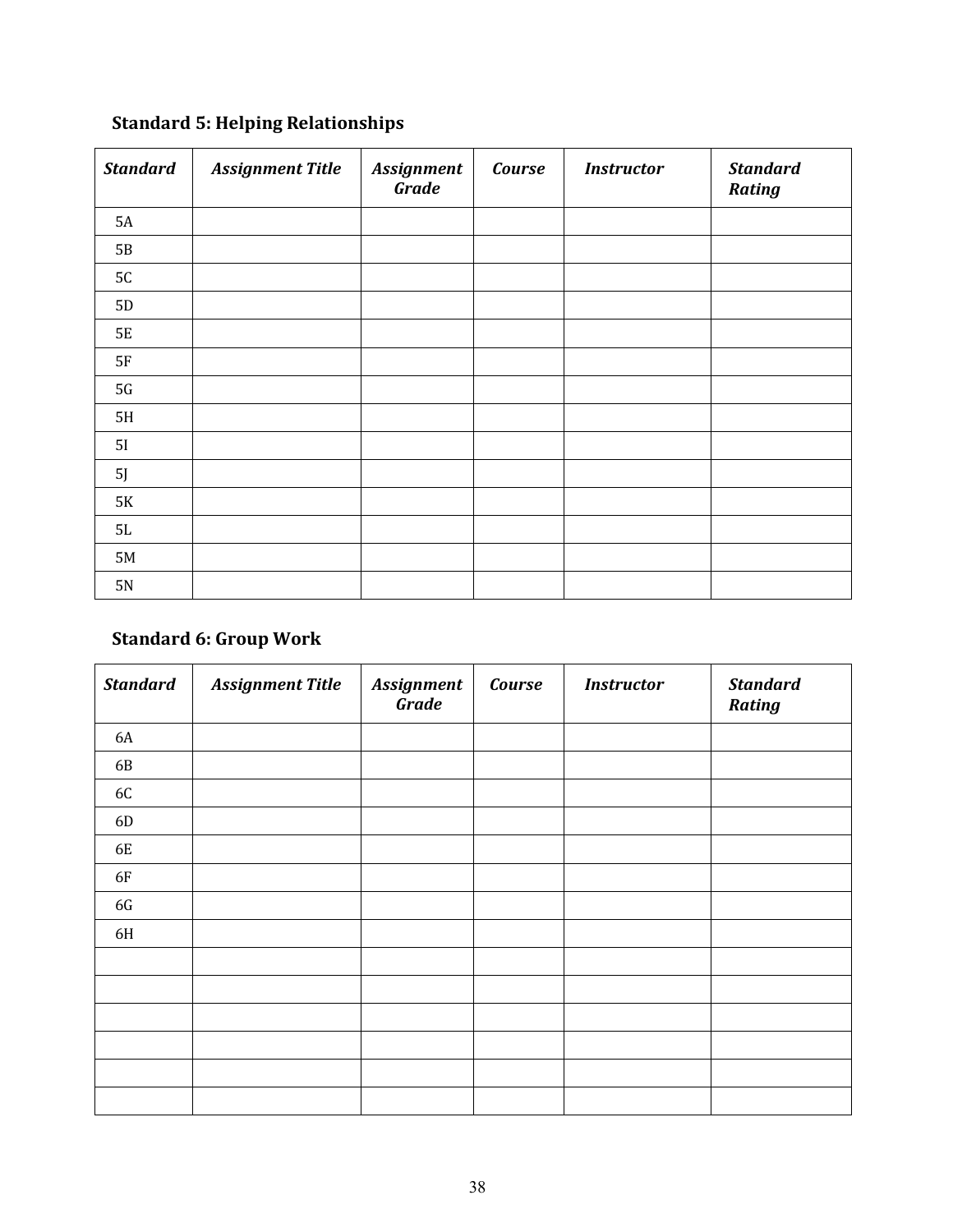### Standard 5: Helping Relationships

| ***Standard*** | ***Assignment Title*** | ***Assignment Grade*** | ***Course*** | ***Instructor*** | ***Standard Rating*** |
|---|---|---|---|---|---|
| 5A | | | | | |
| 5B | | | | | |
| 5C | | | | | |
| 5D | | | | | |
| 5E | | | | | |
| 5F | | | | | |
| 5G | | | | | |
| 5H | | | | | |
| 5I | | | | | |
| 5J | | | | | |
| 5K | | | | | |
| 5L | | | | | |
| 5M | | | | | |
| 5N | | | | | |

### Standard 6: Group Work

| ***Standard*** | ***Assignment Title*** | ***Assignment Grade*** | ***Course*** | ***Instructor*** | ***Standard Rating*** |
|---|---|---|---|---|---|
| 6A | | | | | |
| 6B | | | | | |
| 6C | | | | | |
| 6D | | | | | |
| 6E | | | | | |
| 6F | | | | | |
| 6G | | | | | |
| 6H | | | | | |
| | | | | | |
| | | | | | |
| | | | | | |
| | | | | | |
| | | | | | |
| | | | | | |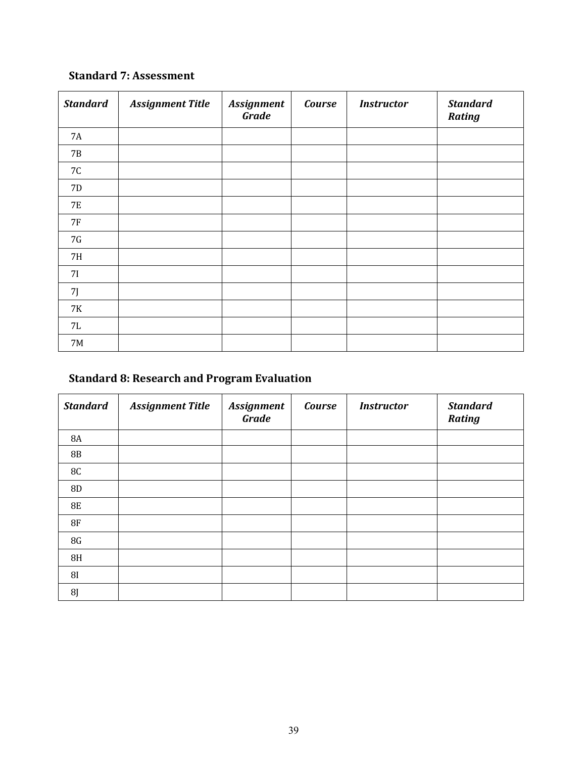### Standard 7: Assessment

| ***Standard*** | ***Assignment Title*** | ***Assignment Grade*** | ***Course*** | ***Instructor*** | ***Standard Rating*** |
|---|---|---|---|---|---|
| 7A | | | | | |
| 7B | | | | | |
| 7C | | | | | |
| 7D | | | | | |
| 7E | | | | | |
| 7F | | | | | |
| 7G | | | | | |
| 7H | | | | | |
| 7I | | | | | |
| 7J | | | | | |
| 7K | | | | | |
| 7L | | | | | |
| 7M | | | | | |

### Standard 8: Research and Program Evaluation

| ***Standard*** | ***Assignment Title*** | ***Assignment Grade*** | ***Course*** | ***Instructor*** | ***Standard Rating*** |
|---|---|---|---|---|---|
| 8A | | | | | |
| 8B | | | | | |
| 8C | | | | | |
| 8D | | | | | |
| 8E | | | | | |
| 8F | | | | | |
| 8G | | | | | |
| 8H | | | | | |
| 8I | | | | | |
| 8J | | | | | |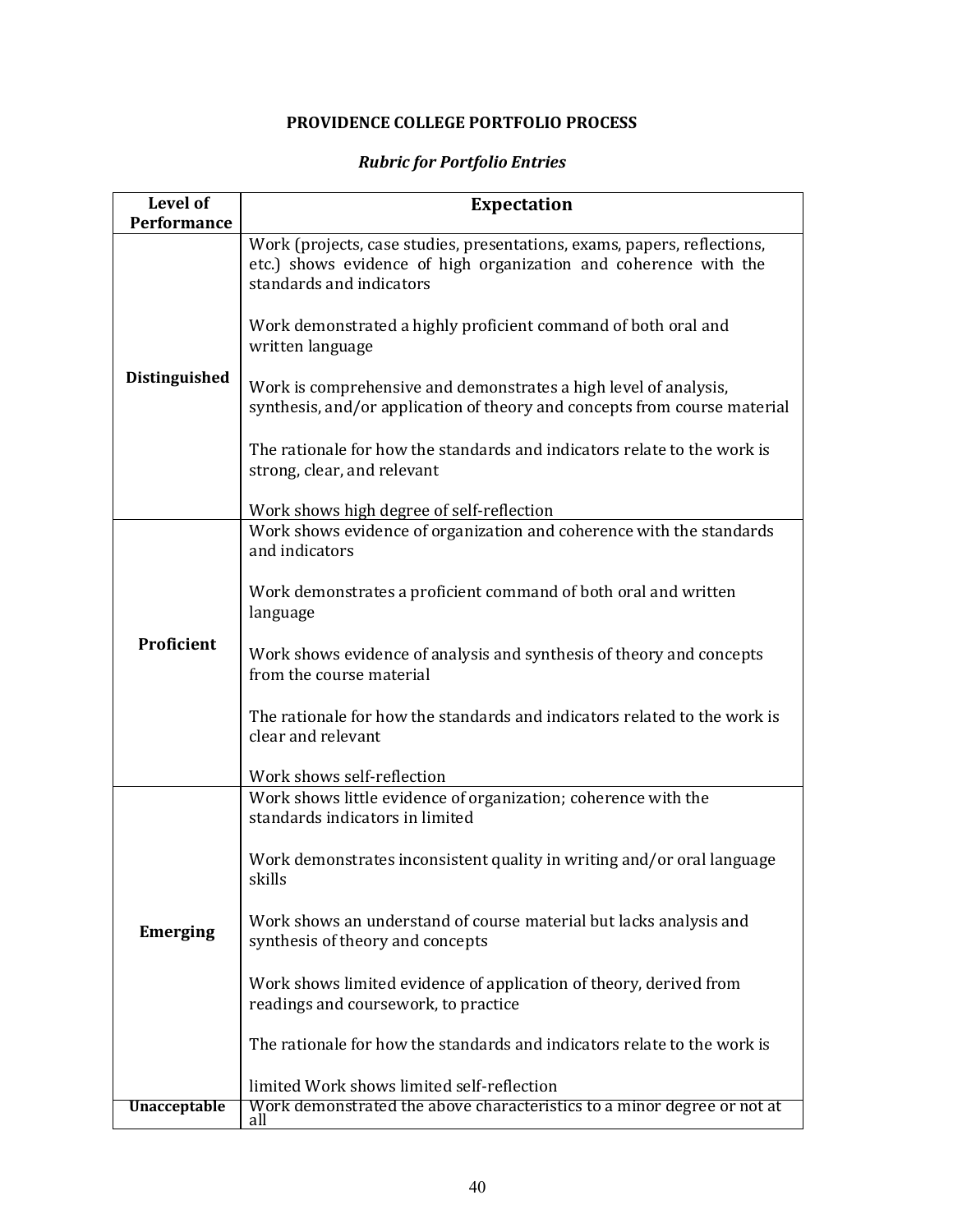**PROVIDENCE COLLEGE PORTFOLIO PROCESS**

***Rubric for Portfolio Entries***

| Level of Performance | Expectation |
|---|---|
| **Distinguished** | Work (projects, case studies, presentations, exams, papers, reflections, etc.) shows evidence of high organization and coherence with the standards and indicators<br><br>Work demonstrated a highly proficient command of both oral and written language<br><br>Work is comprehensive and demonstrates a high level of analysis, synthesis, and/or application of theory and concepts from course material<br><br>The rationale for how the standards and indicators relate to the work is strong, clear, and relevant<br><br>Work shows high degree of self-reflection |
| **Proficient** | Work shows evidence of organization and coherence with the standards and indicators<br><br>Work demonstrates a proficient command of both oral and written language<br><br>Work shows evidence of analysis and synthesis of theory and concepts from the course material<br><br>The rationale for how the standards and indicators related to the work is clear and relevant<br><br>Work shows self-reflection |
| **Emerging** | Work shows little evidence of organization; coherence with the standards indicators in limited<br><br>Work demonstrates inconsistent quality in writing and/or oral language skills<br><br>Work shows an understand of course material but lacks analysis and synthesis of theory and concepts<br><br>Work shows limited evidence of application of theory, derived from readings and coursework, to practice<br><br>The rationale for how the standards and indicators relate to the work is<br><br>limited Work shows limited self-reflection |
| **Unacceptable** | Work demonstrated the above characteristics to a minor degree or not at all |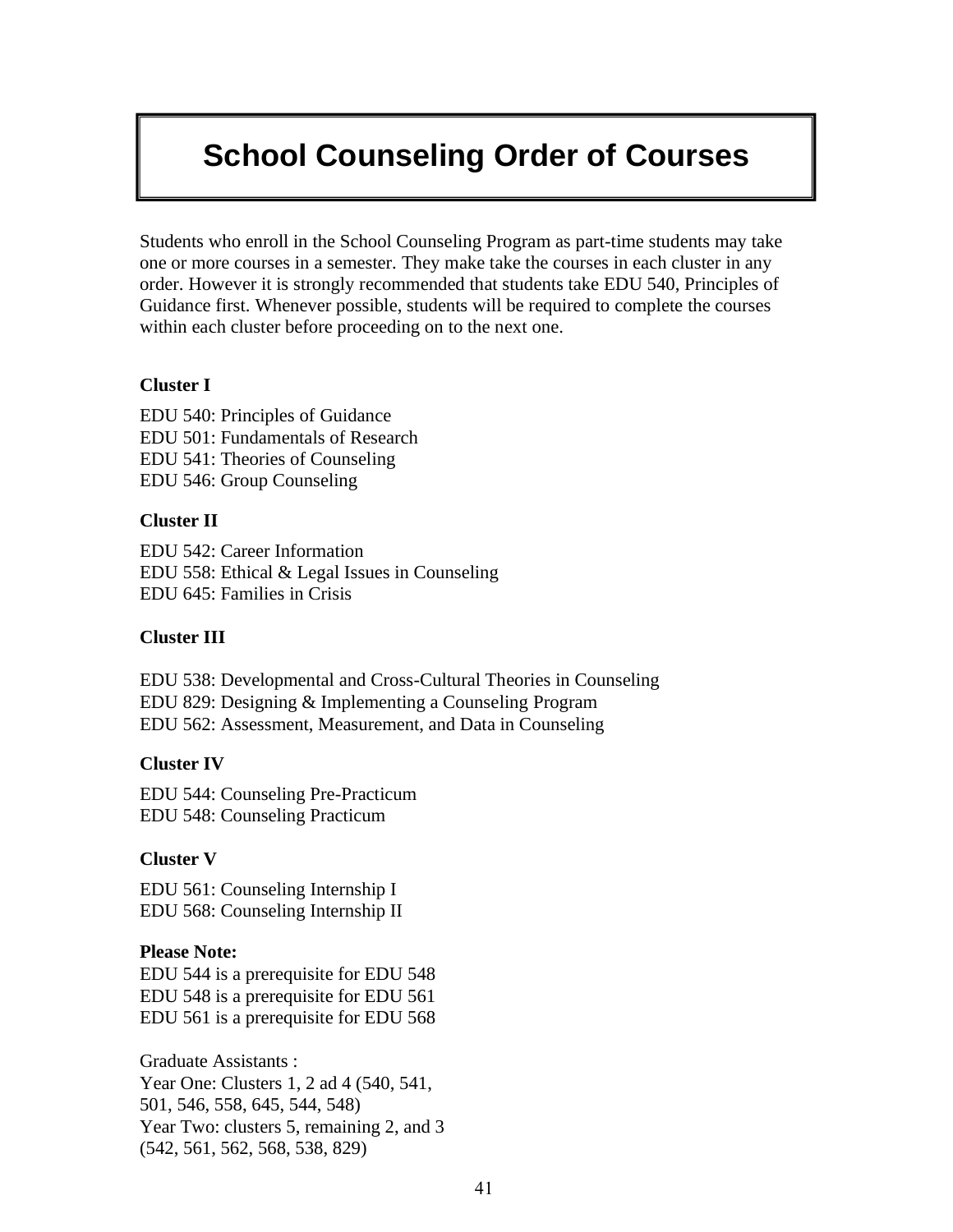# School Counseling Order of Courses

Students who enroll in the School Counseling Program as part-time students may take one or more courses in a semester. They make take the courses in each cluster in any order. However it is strongly recommended that students take EDU 540, Principles of Guidance first. Whenever possible, students will be required to complete the courses within each cluster before proceeding on to the next one.

**Cluster I**

EDU 540: Principles of Guidance
EDU 501: Fundamentals of Research
EDU 541: Theories of Counseling
EDU 546: Group Counseling

**Cluster II**

EDU 542: Career Information
EDU 558: Ethical & Legal Issues in Counseling
EDU 645: Families in Crisis

**Cluster III**

EDU 538: Developmental and Cross-Cultural Theories in Counseling
EDU 829: Designing & Implementing a Counseling Program
EDU 562: Assessment, Measurement, and Data in Counseling

**Cluster IV**

EDU 544: Counseling Pre-Practicum
EDU 548: Counseling Practicum

**Cluster V**

EDU 561: Counseling Internship I
EDU 568: Counseling Internship II

**Please Note:**
EDU 544 is a prerequisite for EDU 548
EDU 548 is a prerequisite for EDU 561
EDU 561 is a prerequisite for EDU 568

Graduate Assistants :
Year One: Clusters 1, 2 ad 4 (540, 541, 501, 546, 558, 645, 544, 548)
Year Two: clusters 5, remaining 2, and 3 (542, 561, 562, 568, 538, 829)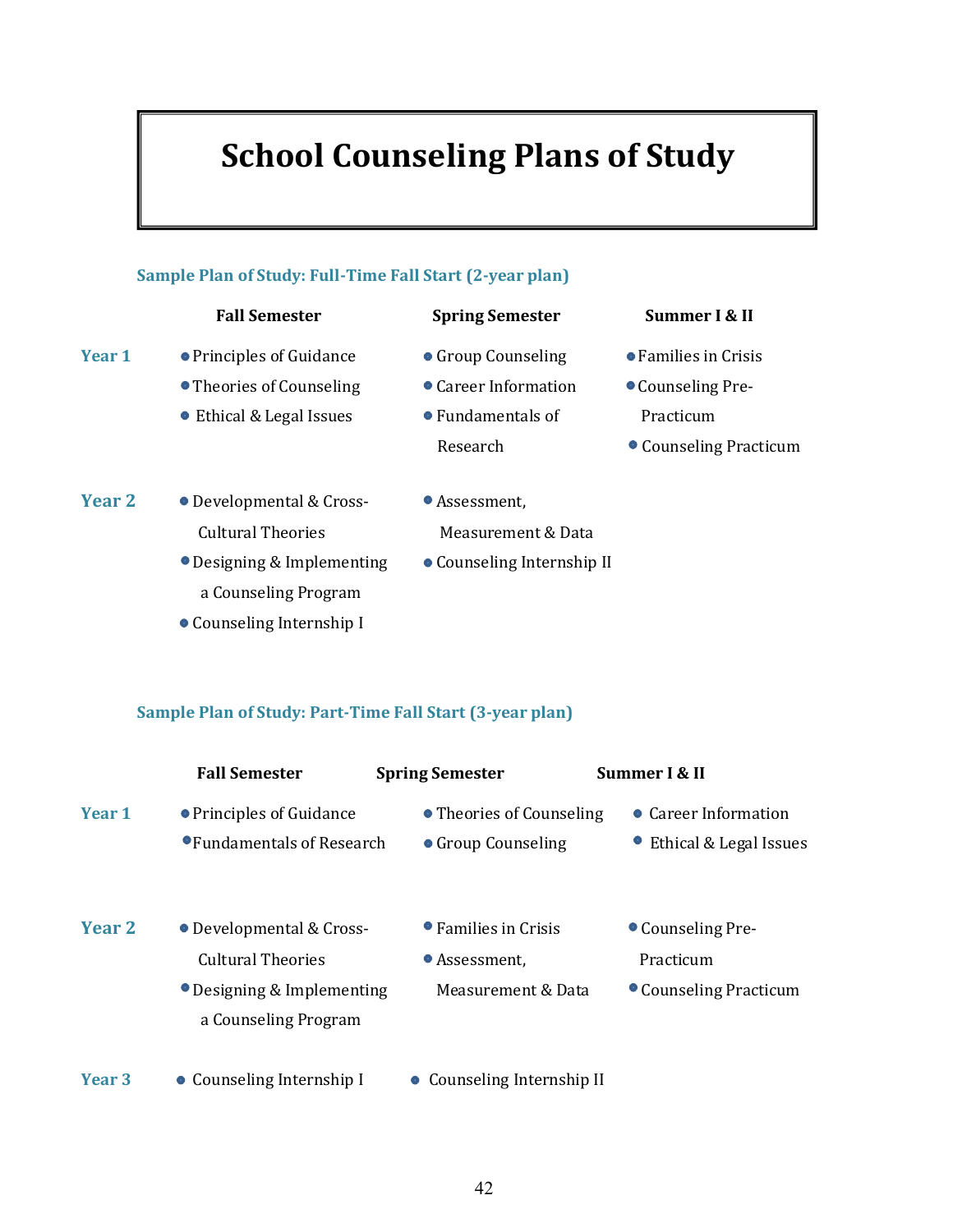# School Counseling Plans of Study

### Sample Plan of Study: Full-Time Fall Start (2-year plan)

| | Fall Semester | Spring Semester | Summer I & II |
|---|---|---|---|
| **Year 1** | • Principles of Guidance<br>• Theories of Counseling<br>• Ethical & Legal Issues | • Group Counseling<br>• Career Information<br>• Fundamentals of Research | • Families in Crisis<br>• Counseling Pre-Practicum<br>• Counseling Practicum |
| **Year 2** | • Developmental & Cross-Cultural Theories<br>• Designing & Implementing a Counseling Program<br>• Counseling Internship I | • Assessment, Measurement & Data<br>• Counseling Internship II | |

### Sample Plan of Study: Part-Time Fall Start (3-year plan)

| | Fall Semester | Spring Semester | Summer I & II |
|---|---|---|---|
| **Year 1** | • Principles of Guidance<br>• Fundamentals of Research | • Theories of Counseling<br>• Group Counseling | • Career Information<br>• Ethical & Legal Issues |
| **Year 2** | • Developmental & Cross-Cultural Theories<br>• Designing & Implementing a Counseling Program | • Families in Crisis<br>• Assessment, Measurement & Data | • Counseling Pre-Practicum<br>• Counseling Practicum |
| **Year 3** | • Counseling Internship I | • Counseling Internship II | |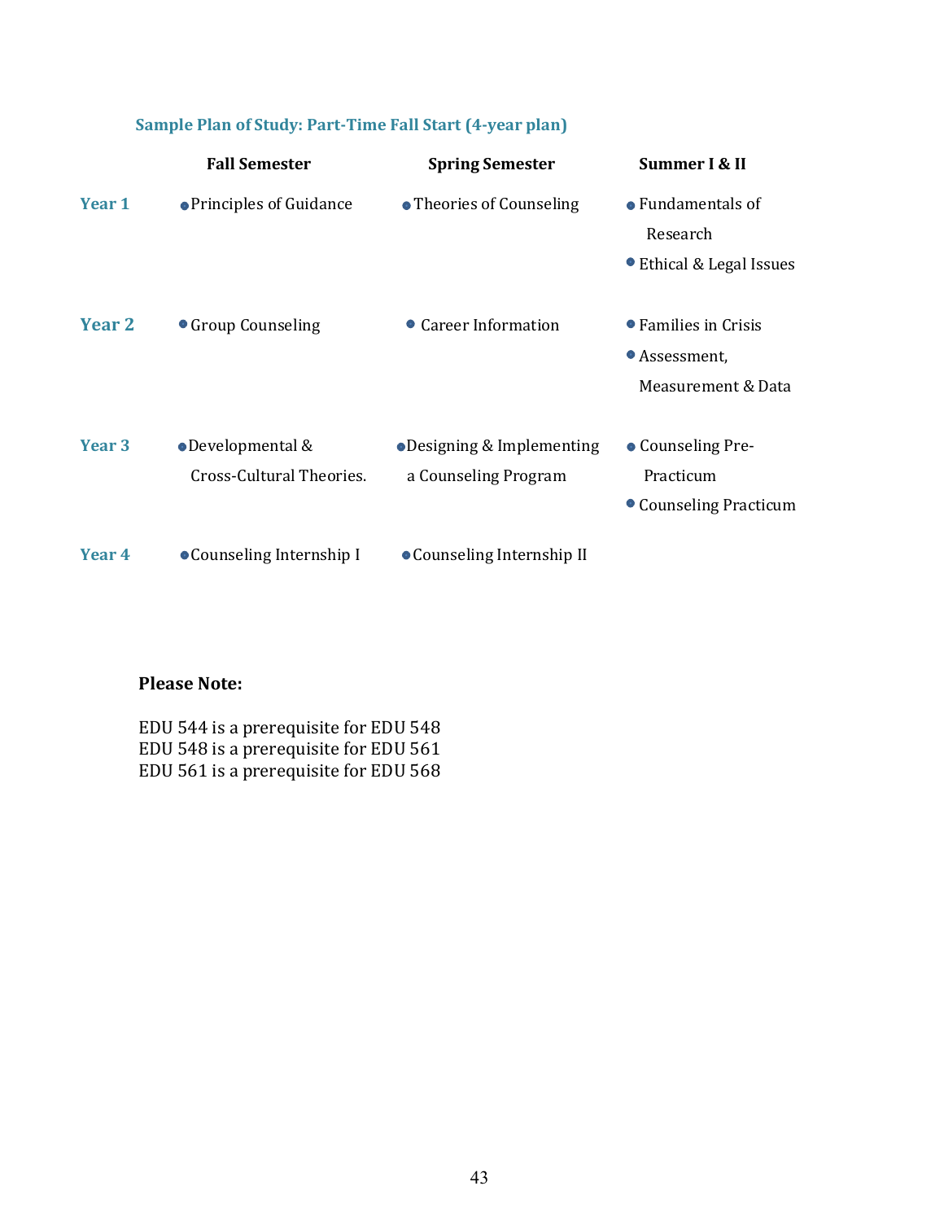### Sample Plan of Study: Part-Time Fall Start (4-year plan)

| | Fall Semester | Spring Semester | Summer I & II |
|---|---|---|---|
| **Year 1** | • Principles of Guidance | • Theories of Counseling | • Fundamentals of Research<br>• Ethical & Legal Issues |
| **Year 2** | • Group Counseling | • Career Information | • Families in Crisis<br>• Assessment, Measurement & Data |
| **Year 3** | • Developmental & Cross-Cultural Theories. | • Designing & Implementing a Counseling Program | • Counseling Pre-Practicum<br>• Counseling Practicum |
| **Year 4** | • Counseling Internship I | • Counseling Internship II | |

**Please Note:**

EDU 544 is a prerequisite for EDU 548
EDU 548 is a prerequisite for EDU 561
EDU 561 is a prerequisite for EDU 568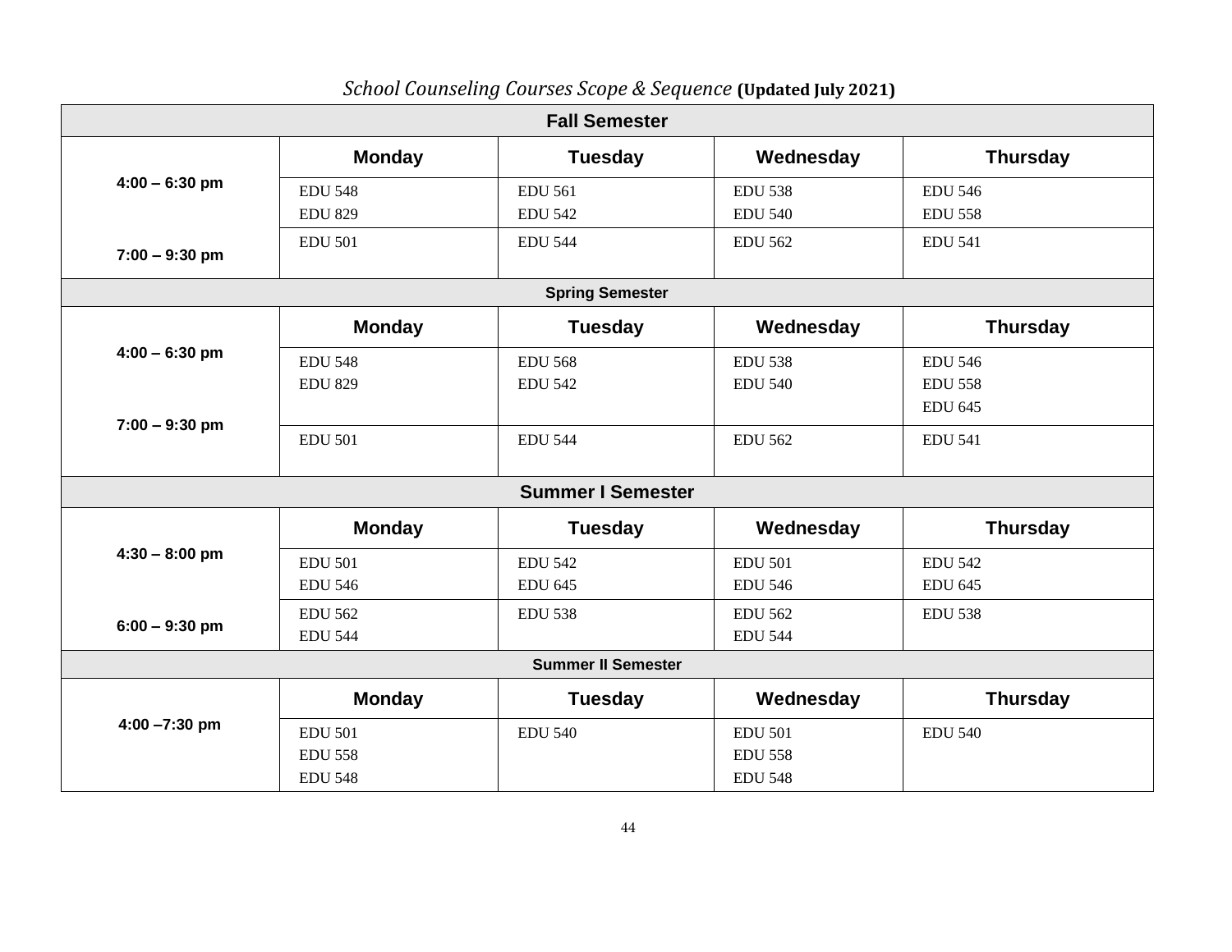*School Counseling Courses Scope & Sequence* **(Updated July 2021)**

| **Fall Semester** | | | | |
|---|---|---|---|---|
| | **Monday** | **Tuesday** | **Wednesday** | **Thursday** |
| **4:00 – 6:30 pm** | EDU 548<br>EDU 829 | EDU 561<br>EDU 542 | EDU 538<br>EDU 540 | EDU 546<br>EDU 558 |
| **7:00 – 9:30 pm** | EDU 501 | EDU 544 | EDU 562 | EDU 541 |
| **Spring Semester** | | | | |
| | **Monday** | **Tuesday** | **Wednesday** | **Thursday** |
| **4:00 – 6:30 pm** | EDU 548<br>EDU 829 | EDU 568<br>EDU 542 | EDU 538<br>EDU 540 | EDU 546<br>EDU 558<br>EDU 645 |
| **7:00 – 9:30 pm** | EDU 501 | EDU 544 | EDU 562 | EDU 541 |
| **Summer I Semester** | | | | |
| | **Monday** | **Tuesday** | **Wednesday** | **Thursday** |
| **4:30 – 8:00 pm** | EDU 501<br>EDU 546 | EDU 542<br>EDU 645 | EDU 501<br>EDU 546 | EDU 542<br>EDU 645 |
| **6:00 – 9:30 pm** | EDU 562<br>EDU 544 | EDU 538 | EDU 562<br>EDU 544 | EDU 538 |
| **Summer II Semester** | | | | |
| | **Monday** | **Tuesday** | **Wednesday** | **Thursday** |
| **4:00 –7:30 pm** | EDU 501<br>EDU 558<br>EDU 548 | EDU 540 | EDU 501<br>EDU 558<br>EDU 548 | EDU 540 |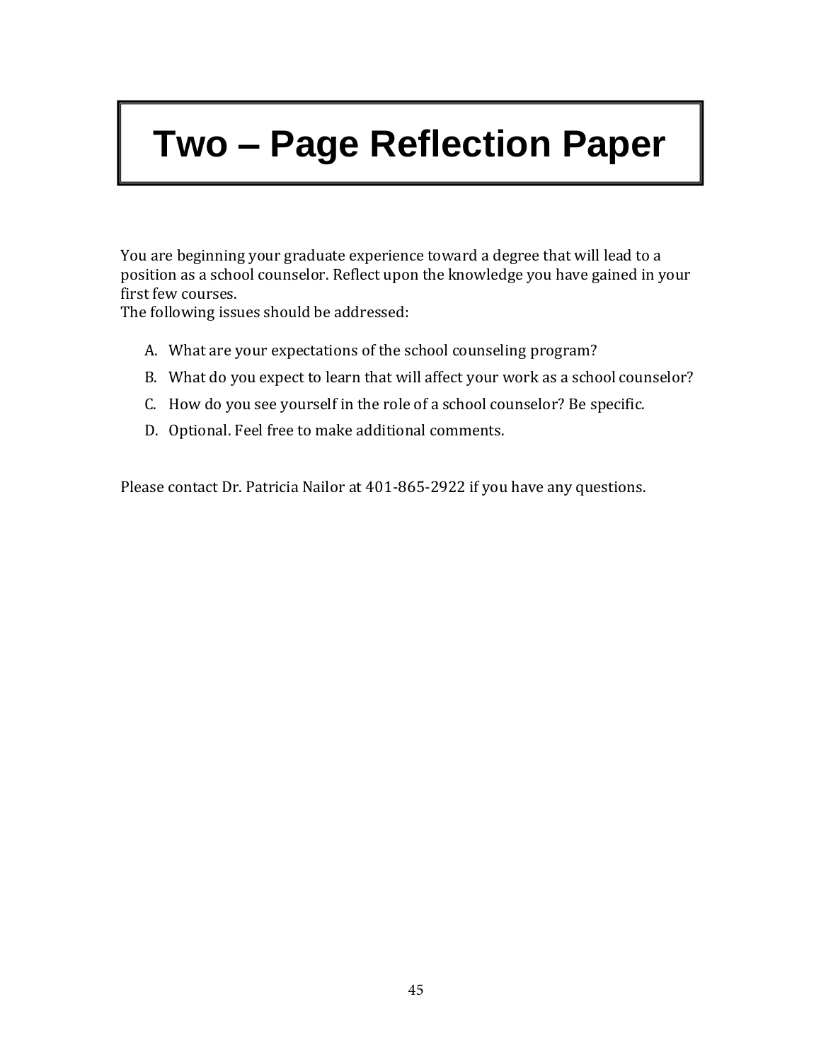# Two – Page Reflection Paper

You are beginning your graduate experience toward a degree that will lead to a position as a school counselor. Reflect upon the knowledge you have gained in your first few courses.
The following issues should be addressed:

A. What are your expectations of the school counseling program?
B. What do you expect to learn that will affect your work as a school counselor?
C. How do you see yourself in the role of a school counselor? Be specific.
D. Optional. Feel free to make additional comments.

Please contact Dr. Patricia Nailor at 401-865-2922 if you have any questions.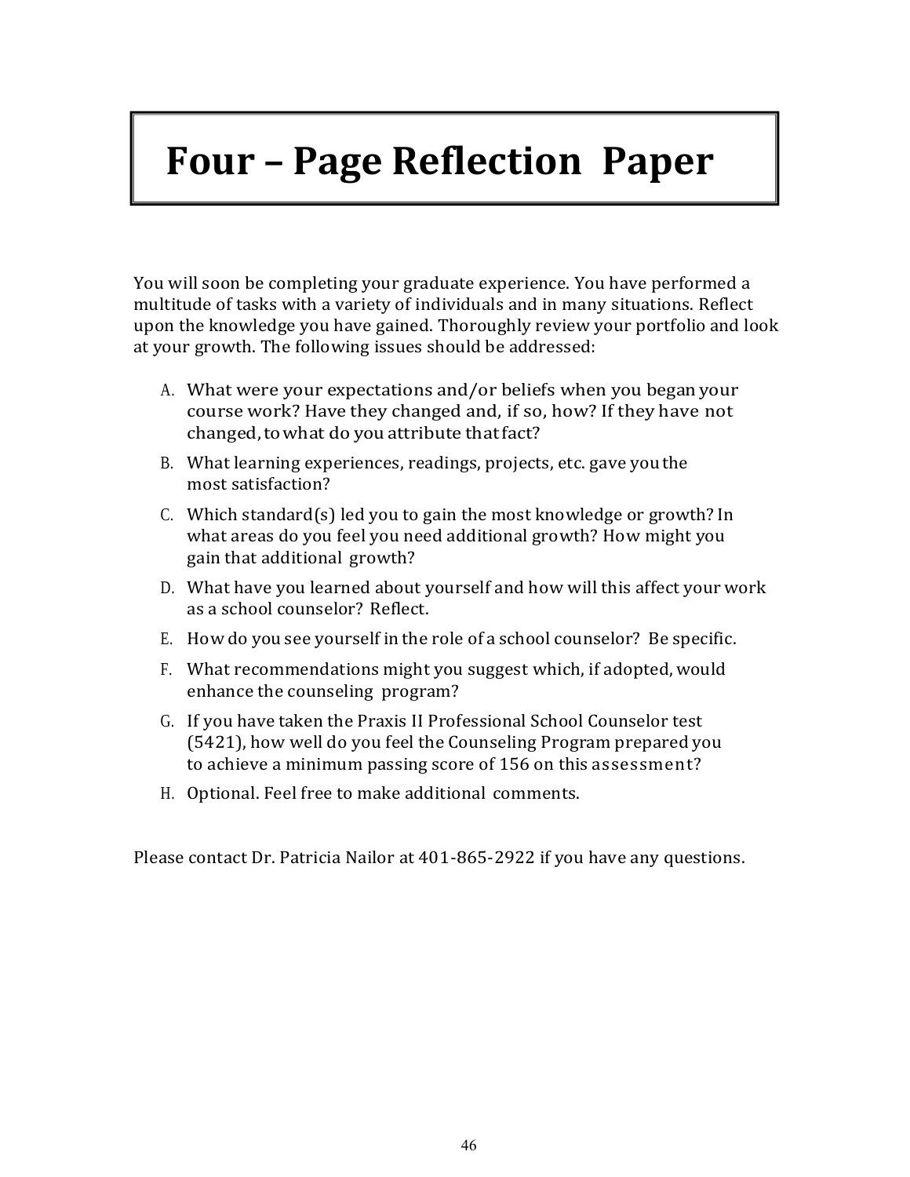# Four – Page Reflection Paper

You will soon be completing your graduate experience. You have performed a multitude of tasks with a variety of individuals and in many situations. Reflect upon the knowledge you have gained. Thoroughly review your portfolio and look at your growth. The following issues should be addressed:

A. What were your expectations and/or beliefs when you began your course work? Have they changed and, if so, how? If they have not changed, to what do you attribute that fact?

B. What learning experiences, readings, projects, etc. gave you the most satisfaction?

C. Which standard(s) led you to gain the most knowledge or growth? In what areas do you feel you need additional growth? How might you gain that additional growth?

D. What have you learned about yourself and how will this affect your work as a school counselor? Reflect.

E. How do you see yourself in the role of a school counselor? Be specific.

F. What recommendations might you suggest which, if adopted, would enhance the counseling program?

G. If you have taken the Praxis II Professional School Counselor test (5421), how well do you feel the Counseling Program prepared you to achieve a minimum passing score of 156 on this assessment?

H. Optional. Feel free to make additional comments.

Please contact Dr. Patricia Nailor at 401-865-2922 if you have any questions.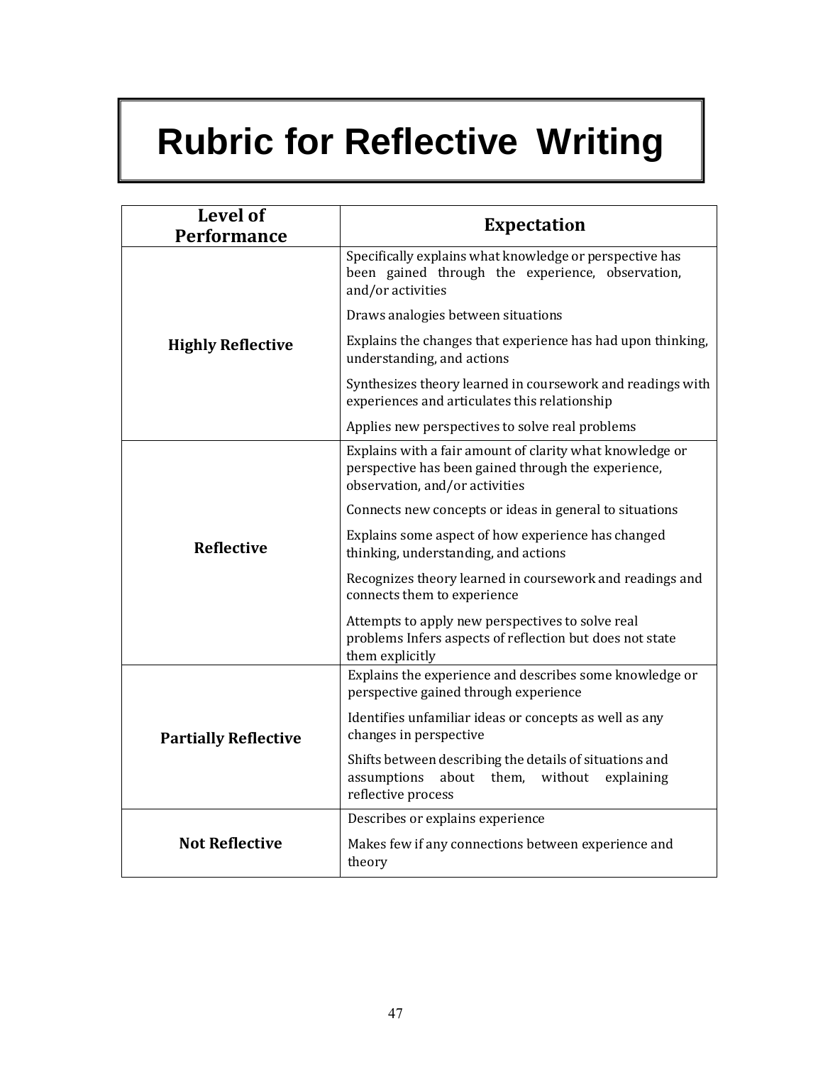# Rubric for Reflective Writing

| Level of Performance | Expectation |
|---|---|
| **Highly Reflective** | Specifically explains what knowledge or perspective has been gained through the experience, observation, and/or activities<br><br>Draws analogies between situations<br><br>Explains the changes that experience has had upon thinking, understanding, and actions<br><br>Synthesizes theory learned in coursework and readings with experiences and articulates this relationship<br><br>Applies new perspectives to solve real problems |
| **Reflective** | Explains with a fair amount of clarity what knowledge or perspective has been gained through the experience, observation, and/or activities<br><br>Connects new concepts or ideas in general to situations<br><br>Explains some aspect of how experience has changed thinking, understanding, and actions<br><br>Recognizes theory learned in coursework and readings and connects them to experience<br><br>Attempts to apply new perspectives to solve real problems Infers aspects of reflection but does not state them explicitly |
| **Partially Reflective** | Explains the experience and describes some knowledge or perspective gained through experience<br><br>Identifies unfamiliar ideas or concepts as well as any changes in perspective<br><br>Shifts between describing the details of situations and assumptions about them, without explaining reflective process |
| **Not Reflective** | Describes or explains experience<br><br>Makes few if any connections between experience and theory |